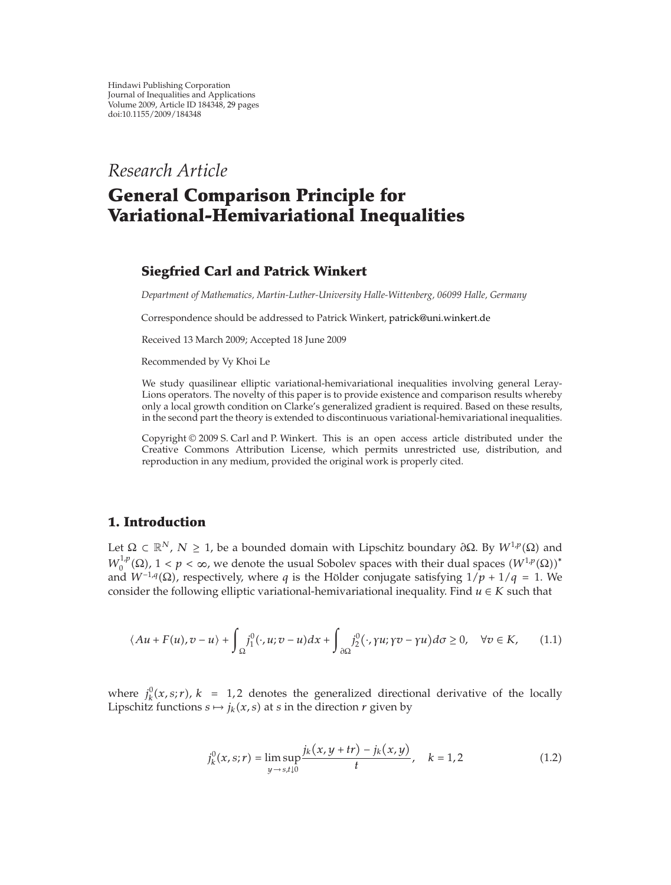Hindawi Publishing Corporation
Journal of Inequalities and Applications
Volume 2009, Article ID 184348, 29 pages
doi:10.1155/2009/184348

*Research Article*

# General Comparison Principle for Variational-Hemivariational Inequalities

**Siegfried Carl and Patrick Winkert**

*Department of Mathematics, Martin-Luther-University Halle-Wittenberg, 06099 Halle, Germany*

Correspondence should be addressed to Patrick Winkert, patrick@uni.winkert.de

Received 13 March 2009; Accepted 18 June 2009

Recommended by Vy Khoi Le

We study quasilinear elliptic variational-hemivariational inequalities involving general Leray-Lions operators. The novelty of this paper is to provide existence and comparison results whereby only a local growth condition on Clarke's generalized gradient is required. Based on these results, in the second part the theory is extended to discontinuous variational-hemivariational inequalities.

Copyright © 2009 S. Carl and P. Winkert. This is an open access article distributed under the Creative Commons Attribution License, which permits unrestricted use, distribution, and reproduction in any medium, provided the original work is properly cited.

## 1. Introduction

Let $\Omega \subset \mathbb{R}^N$, $N \geq 1$, be a bounded domain with Lipschitz boundary $\partial\Omega$. By $W^{1,p}(\Omega)$ and $W_0^{1,p}(\Omega)$, $1 < p < \infty$, we denote the usual Sobolev spaces with their dual spaces $(W^{1,p}(\Omega))^*$ and $W^{-1,q}(\Omega)$, respectively, where $q$ is the Hölder conjugate satisfying $1/p + 1/q = 1$. We consider the following elliptic variational-hemivariational inequality. Find $u \in K$ such that

$$\langle Au + F(u), v - u \rangle + \int_\Omega j_1^0(\cdot, u; v - u)dx + \int_{\partial\Omega} j_2^0(\cdot, \gamma u; \gamma v - \gamma u)d\sigma \geq 0, \quad \forall v \in K, \tag{1.1}$$

where $j_k^0(x, s; r)$, $k = 1, 2$ denotes the generalized directional derivative of the locally Lipschitz functions $s \mapsto j_k(x, s)$ at $s$ in the direction $r$ given by

$$j_k^0(x, s; r) = \limsup_{y \to s, t \downarrow 0} \frac{j_k(x, y + tr) - j_k(x, y)}{t}, \quad k = 1, 2 \tag{1.2}$$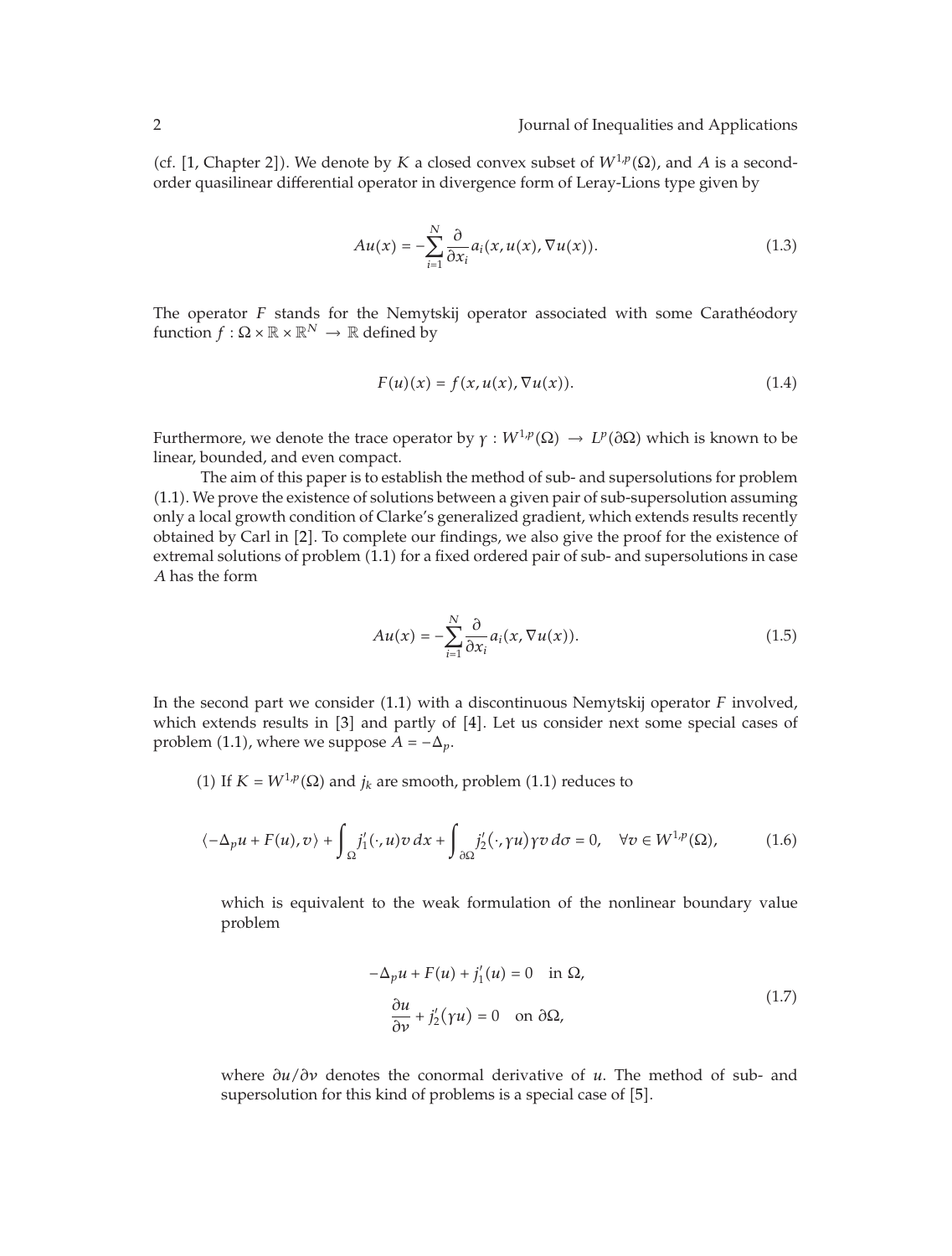(cf. [1, Chapter 2]). We denote by $K$ a closed convex subset of $W^{1,p}(\Omega)$, and $A$ is a second-order quasilinear differential operator in divergence form of Leray-Lions type given by

$$Au(x) = -\sum_{i=1}^{N} \frac{\partial}{\partial x_i} a_i(x, u(x), \nabla u(x)). \tag{1.3}$$

The operator $F$ stands for the Nemytskij operator associated with some Carathéodory function $f : \Omega \times \mathbb{R} \times \mathbb{R}^N \to \mathbb{R}$ defined by

$$F(u)(x) = f(x, u(x), \nabla u(x)). \tag{1.4}$$

Furthermore, we denote the trace operator by $\gamma : W^{1,p}(\Omega) \to L^p(\partial\Omega)$ which is known to be linear, bounded, and even compact.

The aim of this paper is to establish the method of sub- and supersolutions for problem (1.1). We prove the existence of solutions between a given pair of sub-supersolution assuming only a local growth condition of Clarke's generalized gradient, which extends results recently obtained by Carl in [2]. To complete our findings, we also give the proof for the existence of extremal solutions of problem (1.1) for a fixed ordered pair of sub- and supersolutions in case $A$ has the form

$$Au(x) = -\sum_{i=1}^{N} \frac{\partial}{\partial x_i} a_i(x, \nabla u(x)). \tag{1.5}$$

In the second part we consider (1.1) with a discontinuous Nemytskij operator $F$ involved, which extends results in [3] and partly of [4]. Let us consider next some special cases of problem (1.1), where we suppose $A = -\Delta_p$.

(1) If $K = W^{1,p}(\Omega)$ and $j_k$ are smooth, problem (1.1) reduces to

$$\langle -\Delta_p u + F(u), v \rangle + \int_{\Omega} j_1'(\cdot, u) v \, dx + \int_{\partial\Omega} j_2'(\cdot, \gamma u) \gamma v \, d\sigma = 0, \quad \forall v \in W^{1,p}(\Omega), \tag{1.6}$$

which is equivalent to the weak formulation of the nonlinear boundary value problem

$$\begin{aligned} -\Delta_p u + F(u) + j_1'(u) &= 0 \quad \text{in } \Omega, \\ \frac{\partial u}{\partial \nu} + j_2'(\gamma u) &= 0 \quad \text{on } \partial\Omega, \end{aligned} \tag{1.7}$$

where $\partial u / \partial \nu$ denotes the conormal derivative of $u$. The method of sub- and supersolution for this kind of problems is a special case of [5].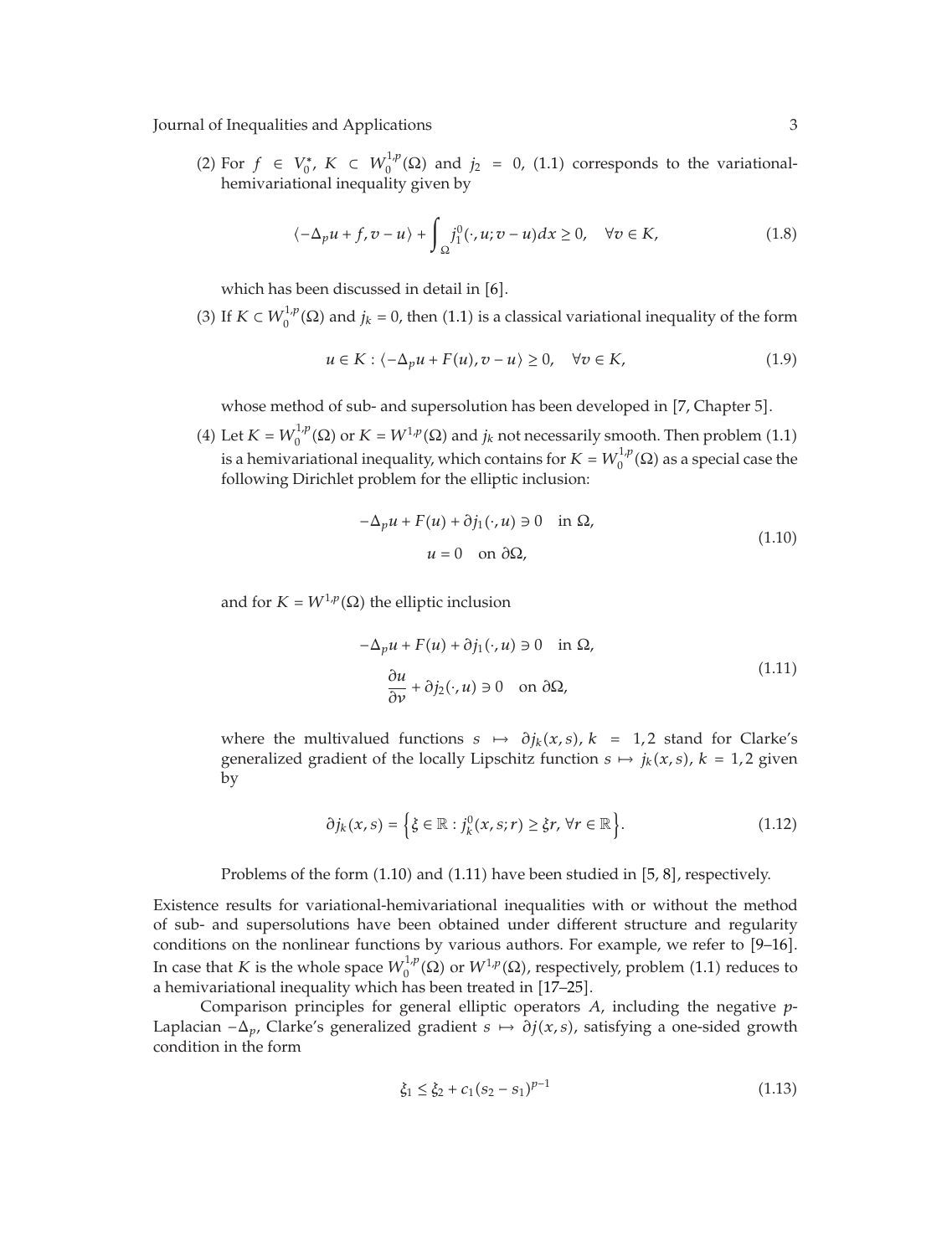(2) For $f \in V_0^*$, $K \subset W_0^{1,p}(\Omega)$ and $j_2 = 0$, (1.1) corresponds to the variational-hemivariational inequality given by

$$\langle -\Delta_p u + f, v - u \rangle + \int_\Omega j_1^0(\cdot, u; v - u)dx \geq 0, \quad \forall v \in K, \tag{1.8}$$

which has been discussed in detail in [6].

(3) If $K \subset W_0^{1,p}(\Omega)$ and $j_k = 0$, then (1.1) is a classical variational inequality of the form

$$u \in K : \langle -\Delta_p u + F(u), v - u \rangle \geq 0, \quad \forall v \in K, \tag{1.9}$$

whose method of sub- and supersolution has been developed in [7, Chapter 5].

(4) Let $K = W_0^{1,p}(\Omega)$ or $K = W^{1,p}(\Omega)$ and $j_k$ not necessarily smooth. Then problem (1.1) is a hemivariational inequality, which contains for $K = W_0^{1,p}(\Omega)$ as a special case the following Dirichlet problem for the elliptic inclusion:

$$\begin{gathered} -\Delta_p u + F(u) + \partial j_1(\cdot, u) \ni 0 \quad \text{in } \Omega, \\ u = 0 \quad \text{on } \partial\Omega, \end{gathered} \tag{1.10}$$

and for $K = W^{1,p}(\Omega)$ the elliptic inclusion

$$\begin{gathered} -\Delta_p u + F(u) + \partial j_1(\cdot, u) \ni 0 \quad \text{in } \Omega, \\ \frac{\partial u}{\partial \nu} + \partial j_2(\cdot, u) \ni 0 \quad \text{on } \partial\Omega, \end{gathered} \tag{1.11}$$

where the multivalued functions $s \mapsto \partial j_k(x, s)$, $k = 1, 2$ stand for Clarke's generalized gradient of the locally Lipschitz function $s \mapsto j_k(x, s)$, $k = 1, 2$ given by

$$\partial j_k(x, s) = \left\{ \xi \in \mathbb{R} : j_k^0(x, s; r) \geq \xi r, \ \forall r \in \mathbb{R} \right\}. \tag{1.12}$$

Problems of the form (1.10) and (1.11) have been studied in [5, 8], respectively.

Existence results for variational-hemivariational inequalities with or without the method of sub- and supersolutions have been obtained under different structure and regularity conditions on the nonlinear functions by various authors. For example, we refer to [9–16]. In case that $K$ is the whole space $W_0^{1,p}(\Omega)$ or $W^{1,p}(\Omega)$, respectively, problem (1.1) reduces to a hemivariational inequality which has been treated in [17–25].

Comparison principles for general elliptic operators $A$, including the negative $p$-Laplacian $-\Delta_p$, Clarke's generalized gradient $s \mapsto \partial j(x, s)$, satisfying a one-sided growth condition in the form

$$\xi_1 \leq \xi_2 + c_1(s_2 - s_1)^{p-1} \tag{1.13}$$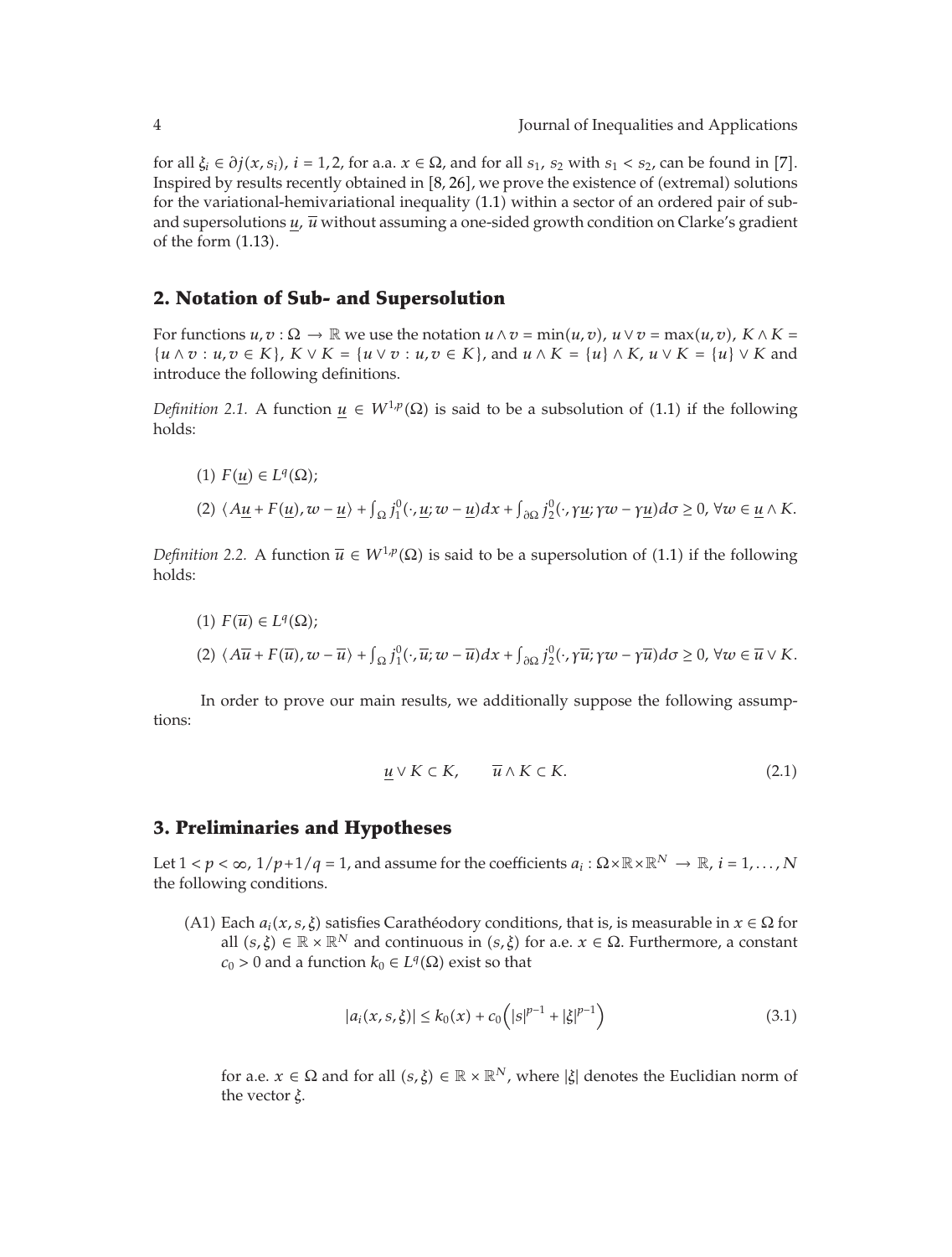for all $\xi_i \in \partial j(x, s_i)$, $i = 1, 2$, for a.a. $x \in \Omega$, and for all $s_1$, $s_2$ with $s_1 < s_2$, can be found in [7]. Inspired by results recently obtained in [8, 26], we prove the existence of (extremal) solutions for the variational-hemivariational inequality (1.1) within a sector of an ordered pair of sub- and supersolutions $\underline{u}$, $\overline{u}$ without assuming a one-sided growth condition on Clarke's gradient of the form (1.13).

## 2. Notation of Sub- and Supersolution

For functions $u, v : \Omega \to \mathbb{R}$ we use the notation $u \wedge v = \min(u, v)$, $u \vee v = \max(u, v)$, $K \wedge K = \{u \wedge v : u, v \in K\}$, $K \vee K = \{u \vee v : u, v \in K\}$, and $u \wedge K = \{u\} \wedge K$, $u \vee K = \{u\} \vee K$ and introduce the following definitions.

*Definition 2.1.* A function $\underline{u} \in W^{1,p}(\Omega)$ is said to be a subsolution of (1.1) if the following holds:

(1) $F(\underline{u}) \in L^q(\Omega)$;

(2) $\langle A\underline{u} + F(\underline{u}), w - \underline{u} \rangle + \int_\Omega j_1^0(\cdot, \underline{u}; w - \underline{u})dx + \int_{\partial\Omega} j_2^0(\cdot, \gamma\underline{u}; \gamma w - \gamma\underline{u})d\sigma \geq 0$, $\forall w \in \underline{u} \wedge K$.

*Definition 2.2.* A function $\overline{u} \in W^{1,p}(\Omega)$ is said to be a supersolution of (1.1) if the following holds:

(1) $F(\overline{u}) \in L^q(\Omega)$;

(2) $\langle A\overline{u} + F(\overline{u}), w - \overline{u} \rangle + \int_\Omega j_1^0(\cdot, \overline{u}; w - \overline{u})dx + \int_{\partial\Omega} j_2^0(\cdot, \gamma\overline{u}; \gamma w - \gamma\overline{u})d\sigma \geq 0$, $\forall w \in \overline{u} \vee K$.

In order to prove our main results, we additionally suppose the following assumptions:

$$\underline{u} \vee K \subset K, \qquad \overline{u} \wedge K \subset K. \tag{2.1}$$

## 3. Preliminaries and Hypotheses

Let $1 < p < \infty$, $1/p + 1/q = 1$, and assume for the coefficients $a_i : \Omega \times \mathbb{R} \times \mathbb{R}^N \to \mathbb{R}$, $i = 1, \ldots, N$ the following conditions.

(A1) Each $a_i(x, s, \xi)$ satisfies Carathéodory conditions, that is, is measurable in $x \in \Omega$ for all $(s, \xi) \in \mathbb{R} \times \mathbb{R}^N$ and continuous in $(s, \xi)$ for a.e. $x \in \Omega$. Furthermore, a constant $c_0 > 0$ and a function $k_0 \in L^q(\Omega)$ exist so that

$$|a_i(x, s, \xi)| \leq k_0(x) + c_0\left(|s|^{p-1} + |\xi|^{p-1}\right) \tag{3.1}$$

for a.e. $x \in \Omega$ and for all $(s, \xi) \in \mathbb{R} \times \mathbb{R}^N$, where $|\xi|$ denotes the Euclidian norm of the vector $\xi$.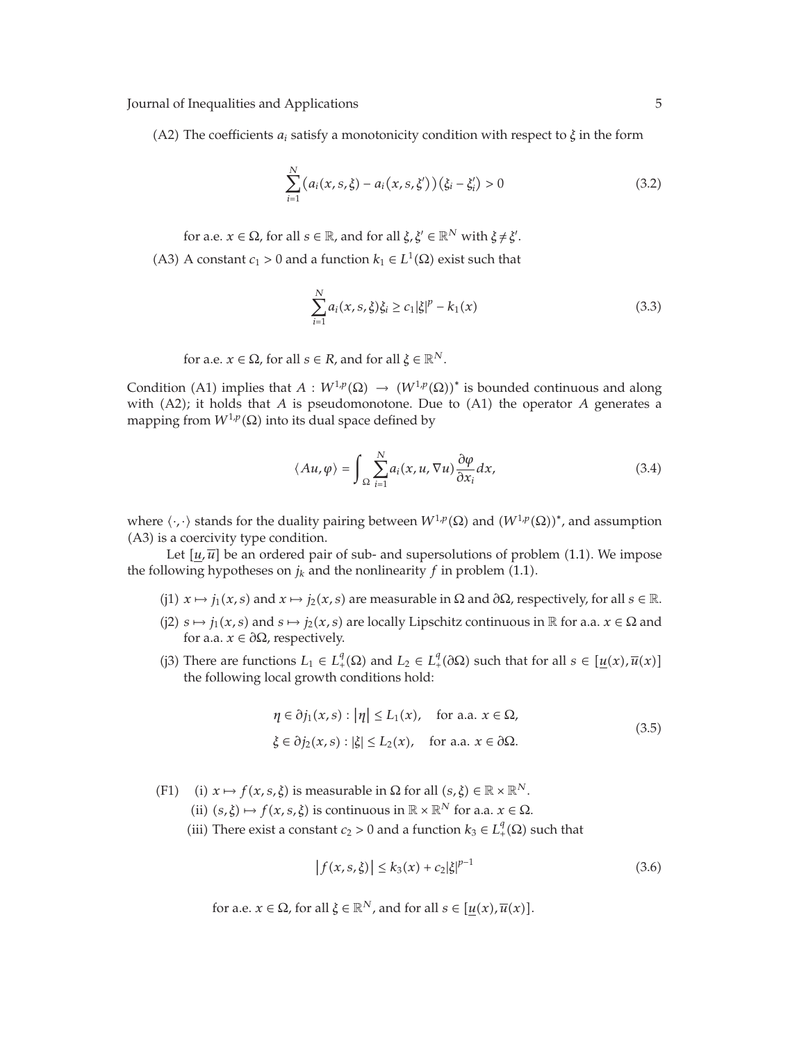(A2) The coefficients $a_i$ satisfy a monotonicity condition with respect to $\xi$ in the form

$$\sum_{i=1}^{N} \left(a_i(x,s,\xi) - a_i(x,s,\xi')\right)\left(\xi_i - \xi_i'\right) > 0 \tag{3.2}$$

for a.e. $x \in \Omega$, for all $s \in \mathbb{R}$, and for all $\xi, \xi' \in \mathbb{R}^N$ with $\xi \neq \xi'$.

(A3) A constant $c_1 > 0$ and a function $k_1 \in L^1(\Omega)$ exist such that

$$\sum_{i=1}^{N} a_i(x,s,\xi)\xi_i \geq c_1|\xi|^p - k_1(x) \tag{3.3}$$

for a.e. $x \in \Omega$, for all $s \in R$, and for all $\xi \in \mathbb{R}^N$.

Condition (A1) implies that $A : W^{1,p}(\Omega) \to (W^{1,p}(\Omega))^*$ is bounded continuous and along with (A2); it holds that $A$ is pseudomonotone. Due to (A1) the operator $A$ generates a mapping from $W^{1,p}(\Omega)$ into its dual space defined by

$$\langle Au, \varphi \rangle = \int_{\Omega} \sum_{i=1}^{N} a_i(x,u,\nabla u)\frac{\partial \varphi}{\partial x_i}dx, \tag{3.4}$$

where $\langle \cdot, \cdot \rangle$ stands for the duality pairing between $W^{1,p}(\Omega)$ and $(W^{1,p}(\Omega))^*$, and assumption (A3) is a coercivity type condition.

Let $[\underline{u}, \overline{u}]$ be an ordered pair of sub- and supersolutions of problem (1.1). We impose the following hypotheses on $j_k$ and the nonlinearity $f$ in problem (1.1).

(j1) $x \mapsto j_1(x,s)$ and $x \mapsto j_2(x,s)$ are measurable in $\Omega$ and $\partial\Omega$, respectively, for all $s \in \mathbb{R}$.

(j2) $s \mapsto j_1(x,s)$ and $s \mapsto j_2(x,s)$ are locally Lipschitz continuous in $\mathbb{R}$ for a.a. $x \in \Omega$ and for a.a. $x \in \partial\Omega$, respectively.

(j3) There are functions $L_1 \in L_+^q(\Omega)$ and $L_2 \in L_+^q(\partial\Omega)$ such that for all $s \in [\underline{u}(x), \overline{u}(x)]$ the following local growth conditions hold:

$$\begin{aligned} &\eta \in \partial j_1(x,s) : |\eta| \leq L_1(x), \quad \text{for a.a. } x \in \Omega, \\ &\xi \in \partial j_2(x,s) : |\xi| \leq L_2(x), \quad \text{for a.a. } x \in \partial\Omega. \end{aligned} \tag{3.5}$$

(F1) (i) $x \mapsto f(x,s,\xi)$ is measurable in $\Omega$ for all $(s,\xi) \in \mathbb{R} \times \mathbb{R}^N$.

(ii) $(s,\xi) \mapsto f(x,s,\xi)$ is continuous in $\mathbb{R} \times \mathbb{R}^N$ for a.a. $x \in \Omega$.

(iii) There exist a constant $c_2 > 0$ and a function $k_3 \in L_+^q(\Omega)$ such that

$$|f(x,s,\xi)| \leq k_3(x) + c_2|\xi|^{p-1} \tag{3.6}$$

for a.e. $x \in \Omega$, for all $\xi \in \mathbb{R}^N$, and for all $s \in [\underline{u}(x), \overline{u}(x)]$.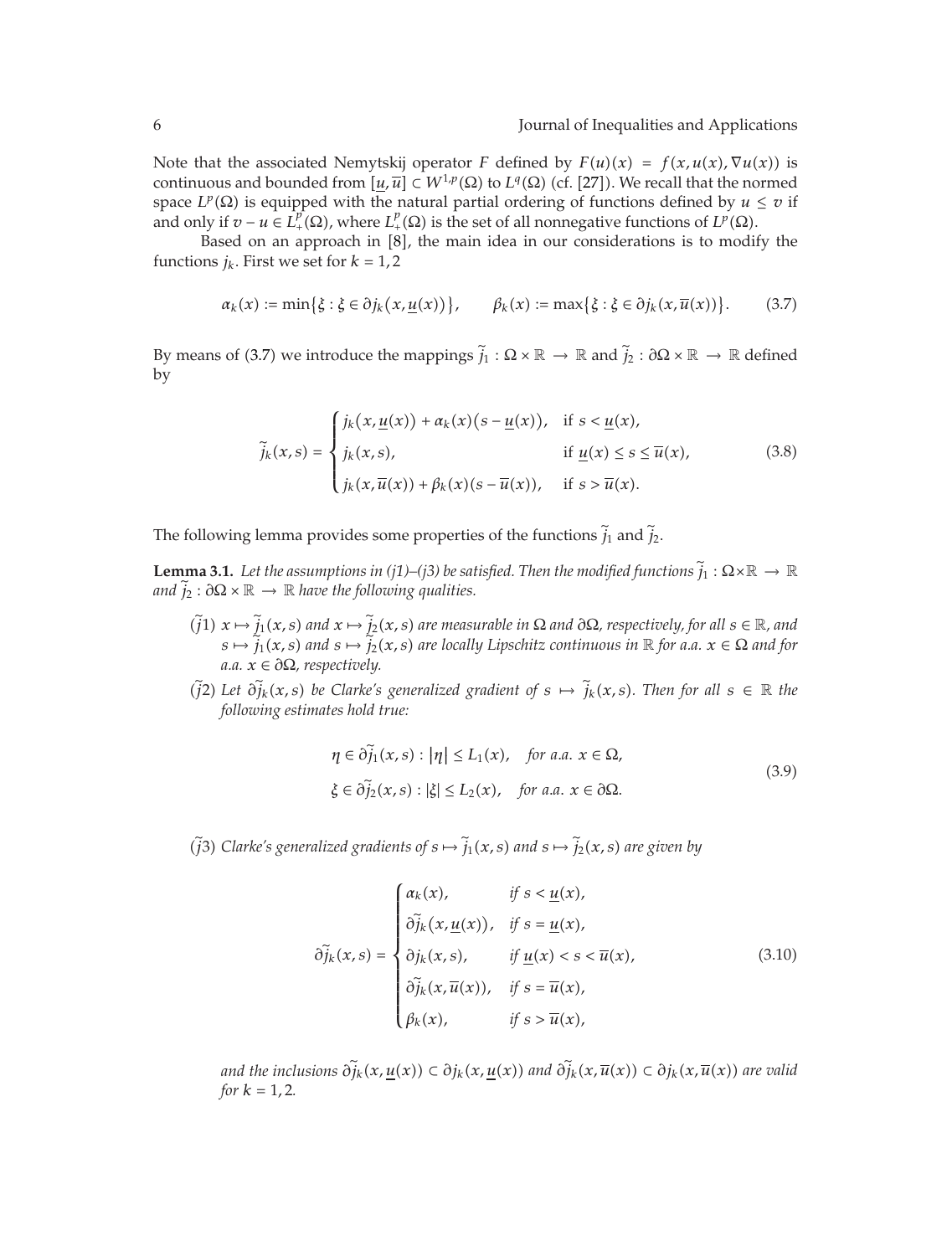Note that the associated Nemytskij operator $F$ defined by $F(u)(x) = f(x, u(x), \nabla u(x))$ is continuous and bounded from $[\underline{u}, \overline{u}] \subset W^{1,p}(\Omega)$ to $L^q(\Omega)$ (cf. [27]). We recall that the normed space $L^p(\Omega)$ is equipped with the natural partial ordering of functions defined by $u \leq v$ if and only if $v - u \in L^p_+(\Omega)$, where $L^p_+(\Omega)$ is the set of all nonnegative functions of $L^p(\Omega)$.

Based on an approach in [8], the main idea in our considerations is to modify the functions $j_k$. First we set for $k = 1, 2$

$$\alpha_k(x) := \min\{\xi : \xi \in \partial j_k(x, \underline{u}(x))\}, \qquad \beta_k(x) := \max\{\xi : \xi \in \partial j_k(x, \overline{u}(x))\}. \tag{3.7}$$

By means of (3.7) we introduce the mappings $\tilde{j}_1 : \Omega \times \mathbb{R} \to \mathbb{R}$ and $\tilde{j}_2 : \partial\Omega \times \mathbb{R} \to \mathbb{R}$ defined by

$$\tilde{j}_k(x, s) = \begin{cases} j_k(x, \underline{u}(x)) + \alpha_k(x)(s - \underline{u}(x)), & \text{if } s < \underline{u}(x), \\ j_k(x, s), & \text{if } \underline{u}(x) \leq s \leq \overline{u}(x), \\ j_k(x, \overline{u}(x)) + \beta_k(x)(s - \overline{u}(x)), & \text{if } s > \overline{u}(x). \end{cases} \tag{3.8}$$

The following lemma provides some properties of the functions $\tilde{j}_1$ and $\tilde{j}_2$.

**Lemma 3.1.** *Let the assumptions in (j1)–(j3) be satisfied. Then the modified functions $\tilde{j}_1 : \Omega \times \mathbb{R} \to \mathbb{R}$ and $\tilde{j}_2 : \partial\Omega \times \mathbb{R} \to \mathbb{R}$ have the following qualities.*

- ($\tilde{j}$1) *$x \mapsto \tilde{j}_1(x, s)$ and $x \mapsto \tilde{j}_2(x, s)$ are measurable in $\Omega$ and $\partial\Omega$, respectively, for all $s \in \mathbb{R}$, and $s \mapsto \tilde{j}_1(x, s)$ and $s \mapsto \tilde{j}_2(x, s)$ are locally Lipschitz continuous in $\mathbb{R}$ for a.a. $x \in \Omega$ and for a.a. $x \in \partial\Omega$, respectively.*
- ($\tilde{j}$2) *Let $\partial\tilde{j}_k(x, s)$ be Clarke's generalized gradient of $s \mapsto \tilde{j}_k(x, s)$. Then for all $s \in \mathbb{R}$ the following estimates hold true:*

$$\begin{aligned} &\eta \in \partial\tilde{j}_1(x, s) : |\eta| \leq L_1(x), \quad \textit{for a.a. } x \in \Omega, \\ &\xi \in \partial\tilde{j}_2(x, s) : |\xi| \leq L_2(x), \quad \textit{for a.a. } x \in \partial\Omega. \end{aligned} \tag{3.9}$$

- ($\tilde{j}$3) *Clarke's generalized gradients of $s \mapsto \tilde{j}_1(x, s)$ and $s \mapsto \tilde{j}_2(x, s)$ are given by*

$$\partial\tilde{j}_k(x, s) = \begin{cases} \alpha_k(x), & \text{if } s < \underline{u}(x), \\ \partial\tilde{j}_k(x, \underline{u}(x)), & \text{if } s = \underline{u}(x), \\ \partial j_k(x, s), & \text{if } \underline{u}(x) < s < \overline{u}(x), \\ \partial\tilde{j}_k(x, \overline{u}(x)), & \text{if } s = \overline{u}(x), \\ \beta_k(x), & \text{if } s > \overline{u}(x), \end{cases} \tag{3.10}$$

  *and the inclusions $\partial\tilde{j}_k(x, \underline{u}(x)) \subset \partial j_k(x, \underline{u}(x))$ and $\partial\tilde{j}_k(x, \overline{u}(x)) \subset \partial j_k(x, \overline{u}(x))$ are valid for $k = 1, 2$.*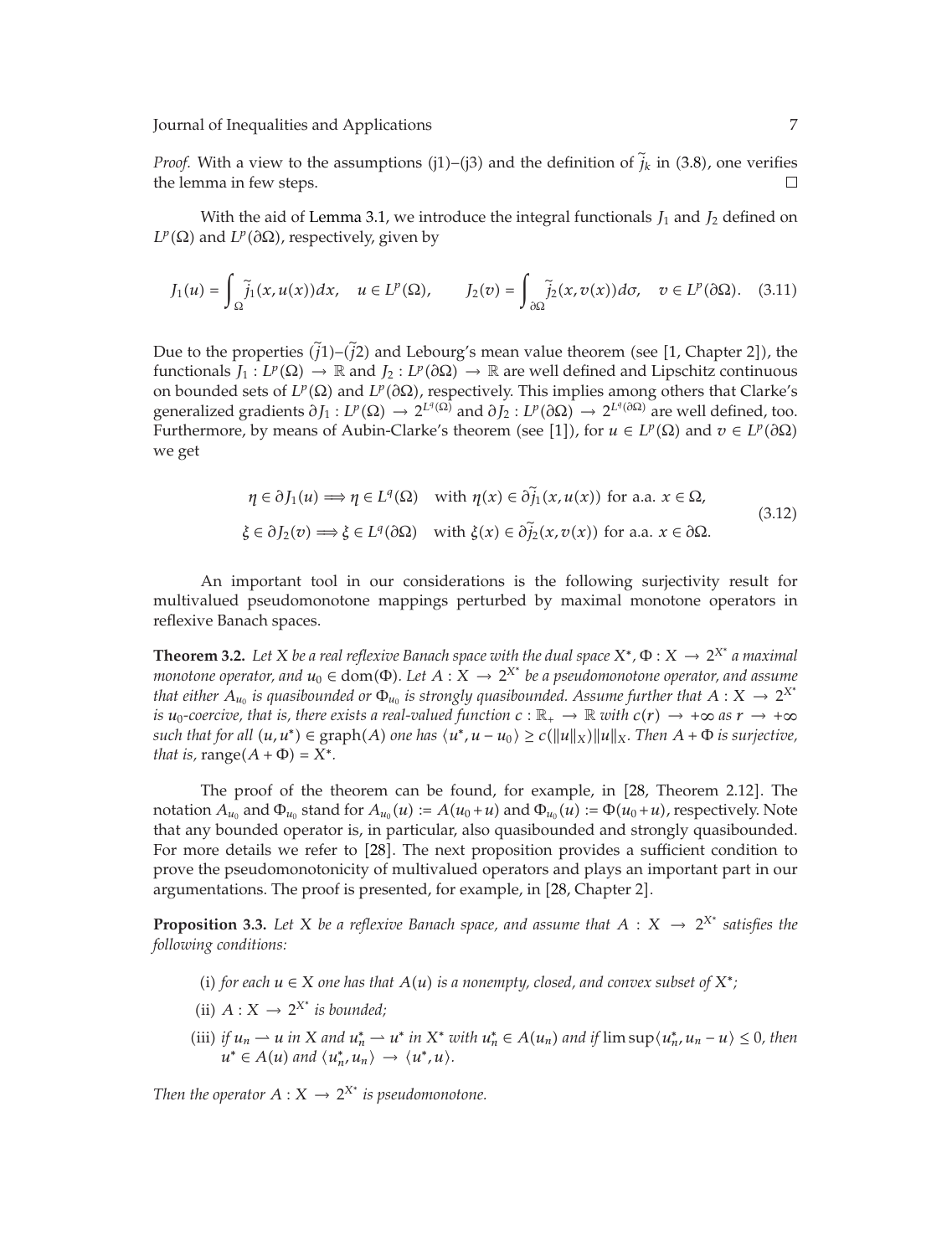*Proof.* With a view to the assumptions (j1)–(j3) and the definition of $\widetilde{j}_k$ in (3.8), one verifies the lemma in few steps. □

With the aid of Lemma 3.1, we introduce the integral functionals $J_1$ and $J_2$ defined on $L^p(\Omega)$ and $L^p(\partial\Omega)$, respectively, given by

$$J_1(u) = \int_\Omega \widetilde{j}_1(x, u(x))dx, \quad u \in L^p(\Omega), \qquad J_2(v) = \int_{\partial\Omega} \widetilde{j}_2(x, v(x))d\sigma, \quad v \in L^p(\partial\Omega). \quad (3.11)$$

Due to the properties ($\widetilde{j}$1)–($\widetilde{j}$2) and Lebourg's mean value theorem (see [1, Chapter 2]), the functionals $J_1 : L^p(\Omega) \to \mathbb{R}$ and $J_2 : L^p(\partial\Omega) \to \mathbb{R}$ are well defined and Lipschitz continuous on bounded sets of $L^p(\Omega)$ and $L^p(\partial\Omega)$, respectively. This implies among others that Clarke's generalized gradients $\partial J_1 : L^p(\Omega) \to 2^{L^q(\Omega)}$ and $\partial J_2 : L^p(\partial\Omega) \to 2^{L^q(\partial\Omega)}$ are well defined, too. Furthermore, by means of Aubin-Clarke's theorem (see [1]), for $u \in L^p(\Omega)$ and $v \in L^p(\partial\Omega)$ we get

$$\begin{aligned}
&\eta \in \partial J_1(u) \Longrightarrow \eta \in L^q(\Omega) \quad \text{with } \eta(x) \in \partial\widetilde{j}_1(x, u(x)) \text{ for a.a. } x \in \Omega, \\
&\xi \in \partial J_2(v) \Longrightarrow \xi \in L^q(\partial\Omega) \quad \text{with } \xi(x) \in \partial\widetilde{j}_2(x, v(x)) \text{ for a.a. } x \in \partial\Omega.
\end{aligned} \quad (3.12)$$

An important tool in our considerations is the following surjectivity result for multivalued pseudomonotone mappings perturbed by maximal monotone operators in reflexive Banach spaces.

**Theorem 3.2.** *Let $X$ be a real reflexive Banach space with the dual space $X^*$, $\Phi : X \to 2^{X^*}$ a maximal monotone operator, and $u_0 \in \operatorname{dom}(\Phi)$. Let $A : X \to 2^{X^*}$ be a pseudomonotone operator, and assume that either $A_{u_0}$ is quasibounded or $\Phi_{u_0}$ is strongly quasibounded. Assume further that $A : X \to 2^{X^*}$ is $u_0$-coercive, that is, there exists a real-valued function $c : \mathbb{R}_+ \to \mathbb{R}$ with $c(r) \to +\infty$ as $r \to +\infty$ such that for all $(u, u^*) \in \operatorname{graph}(A)$ one has $\langle u^*, u - u_0\rangle \geq c(\|u\|_X)\|u\|_X$. Then $A + \Phi$ is surjective, that is,* $\operatorname{range}(A + \Phi) = X^*$.

The proof of the theorem can be found, for example, in [28, Theorem 2.12]. The notation $A_{u_0}$ and $\Phi_{u_0}$ stand for $A_{u_0}(u) := A(u_0 + u)$ and $\Phi_{u_0}(u) := \Phi(u_0 + u)$, respectively. Note that any bounded operator is, in particular, also quasibounded and strongly quasibounded. For more details we refer to [28]. The next proposition provides a sufficient condition to prove the pseudomonotonicity of multivalued operators and plays an important part in our argumentations. The proof is presented, for example, in [28, Chapter 2].

**Proposition 3.3.** *Let $X$ be a reflexive Banach space, and assume that $A : X \to 2^{X^*}$ satisfies the following conditions:*

(i) *for each $u \in X$ one has that $A(u)$ is a nonempty, closed, and convex subset of $X^*$;*

(ii) *$A : X \to 2^{X^*}$ is bounded;*

(iii) *if $u_n \rightharpoonup u$ in $X$ and $u_n^* \rightharpoonup u^*$ in $X^*$ with $u_n^* \in A(u_n)$ and if $\limsup\langle u_n^*, u_n - u\rangle \leq 0$, then $u^* \in A(u)$ and $\langle u_n^*, u_n\rangle \to \langle u^*, u\rangle$.*

*Then the operator $A : X \to 2^{X^*}$ is pseudomonotone.*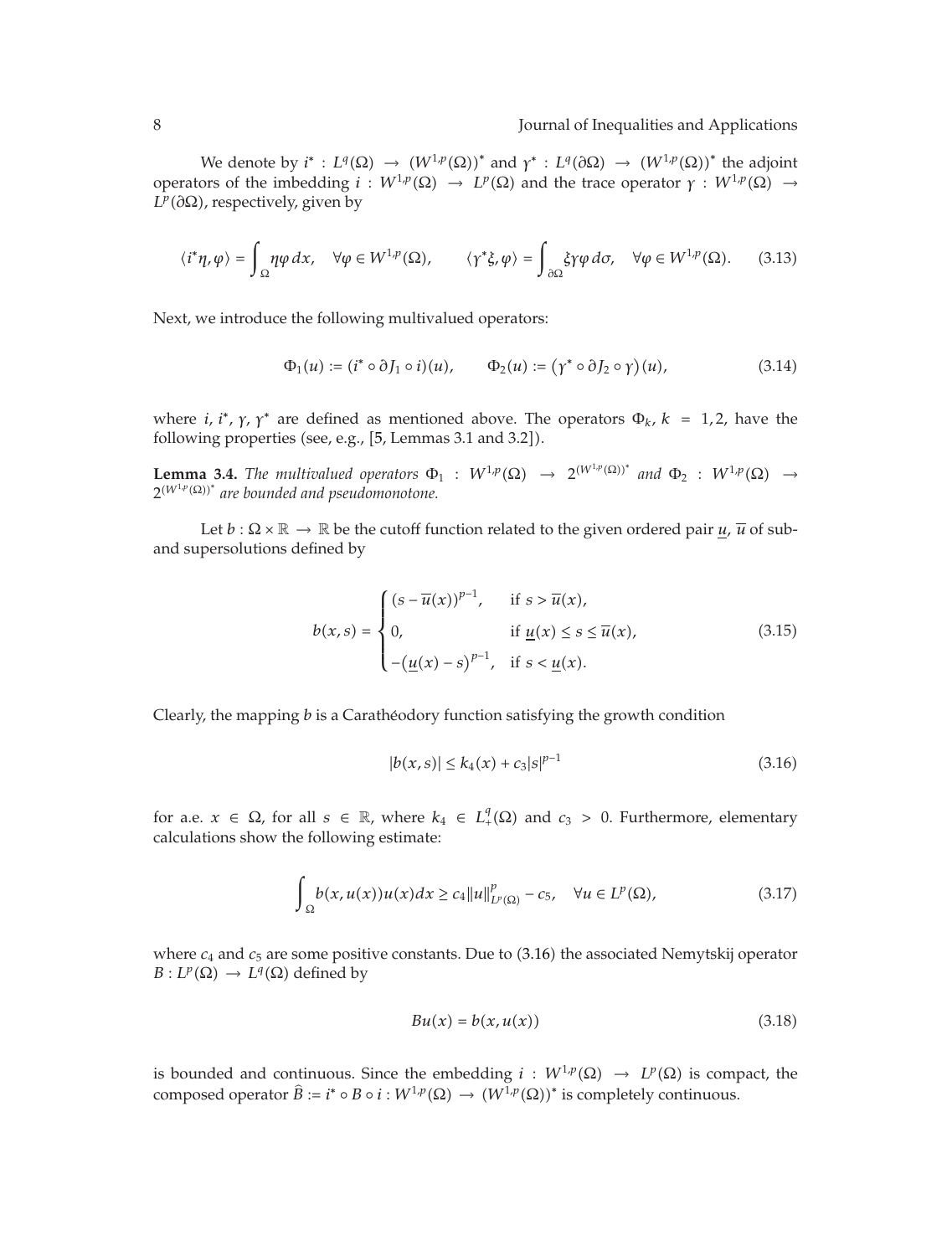We denote by $i^* : L^q(\Omega) \to (W^{1,p}(\Omega))^*$ and $\gamma^* : L^q(\partial\Omega) \to (W^{1,p}(\Omega))^*$ the adjoint operators of the imbedding $i : W^{1,p}(\Omega) \to L^p(\Omega)$ and the trace operator $\gamma : W^{1,p}(\Omega) \to L^p(\partial\Omega)$, respectively, given by

$$\langle i^*\eta, \varphi\rangle = \int_\Omega \eta\varphi\, dx, \quad \forall \varphi \in W^{1,p}(\Omega), \qquad \langle \gamma^*\xi, \varphi\rangle = \int_{\partial\Omega} \xi\gamma\varphi\, d\sigma, \quad \forall \varphi \in W^{1,p}(\Omega). \tag{3.13}$$

Next, we introduce the following multivalued operators:

$$\Phi_1(u) := (i^* \circ \partial J_1 \circ i)(u), \qquad \Phi_2(u) := (\gamma^* \circ \partial J_2 \circ \gamma)(u), \tag{3.14}$$

where $i$, $i^*$, $\gamma$, $\gamma^*$ are defined as mentioned above. The operators $\Phi_k$, $k = 1, 2$, have the following properties (see, e.g., [5, Lemmas 3.1 and 3.2]).

**Lemma 3.4.** *The multivalued operators $\Phi_1 : W^{1,p}(\Omega) \to 2^{(W^{1,p}(\Omega))^*}$ and $\Phi_2 : W^{1,p}(\Omega) \to 2^{(W^{1,p}(\Omega))^*}$ are bounded and pseudomonotone.*

Let $b : \Omega \times \mathbb{R} \to \mathbb{R}$ be the cutoff function related to the given ordered pair $\underline{u}$, $\overline{u}$ of sub- and supersolutions defined by

$$b(x, s) = \begin{cases} (s - \overline{u}(x))^{p-1}, & \text{if } s > \overline{u}(x), \\ 0, & \text{if } \underline{u}(x) \le s \le \overline{u}(x), \\ -(\underline{u}(x) - s)^{p-1}, & \text{if } s < \underline{u}(x). \end{cases} \tag{3.15}$$

Clearly, the mapping $b$ is a Carathéodory function satisfying the growth condition

$$|b(x, s)| \le k_4(x) + c_3|s|^{p-1} \tag{3.16}$$

for a.e. $x \in \Omega$, for all $s \in \mathbb{R}$, where $k_4 \in L^q_+(\Omega)$ and $c_3 > 0$. Furthermore, elementary calculations show the following estimate:

$$\int_\Omega b(x, u(x))u(x)dx \ge c_4\|u\|^p_{L^p(\Omega)} - c_5, \quad \forall u \in L^p(\Omega), \tag{3.17}$$

where $c_4$ and $c_5$ are some positive constants. Due to (3.16) the associated Nemytskij operator $B : L^p(\Omega) \to L^q(\Omega)$ defined by

$$Bu(x) = b(x, u(x)) \tag{3.18}$$

is bounded and continuous. Since the embedding $i : W^{1,p}(\Omega) \to L^p(\Omega)$ is compact, the composed operator $\widehat{B} := i^* \circ B \circ i : W^{1,p}(\Omega) \to (W^{1,p}(\Omega))^*$ is completely continuous.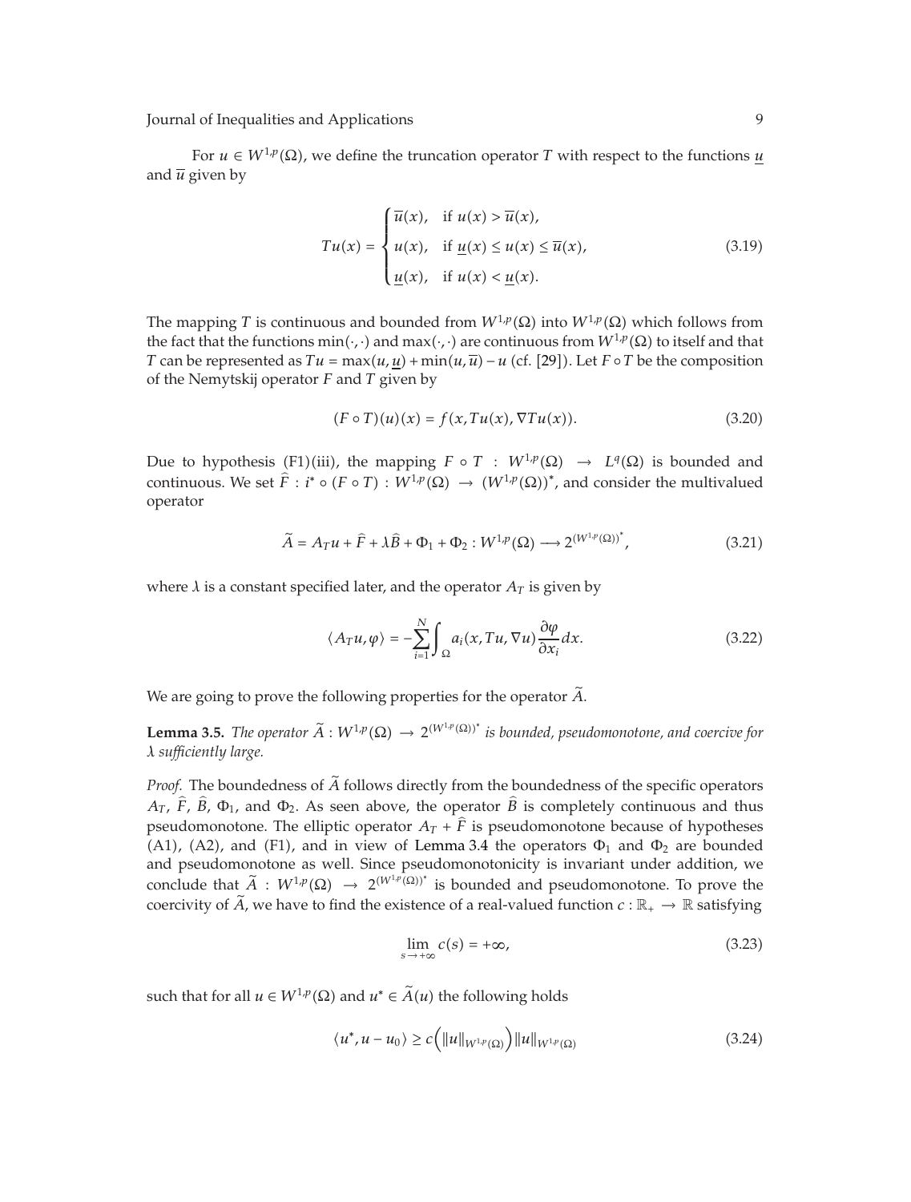For $u \in W^{1,p}(\Omega)$, we define the truncation operator $T$ with respect to the functions $\underline{u}$ and $\overline{u}$ given by

$$Tu(x) = \begin{cases} \overline{u}(x), & \text{if } u(x) > \overline{u}(x), \\ u(x), & \text{if } \underline{u}(x) \le u(x) \le \overline{u}(x), \\ \underline{u}(x), & \text{if } u(x) < \underline{u}(x). \end{cases} \tag{3.19}$$

The mapping $T$ is continuous and bounded from $W^{1,p}(\Omega)$ into $W^{1,p}(\Omega)$ which follows from the fact that the functions $\min(\cdot,\cdot)$ and $\max(\cdot,\cdot)$ are continuous from $W^{1,p}(\Omega)$ to itself and that $T$ can be represented as $Tu = \max(u, \underline{u}) + \min(u, \overline{u}) - u$ (cf. [29]). Let $F \circ T$ be the composition of the Nemytskij operator $F$ and $T$ given by

$$(F \circ T)(u)(x) = f(x, Tu(x), \nabla Tu(x)). \tag{3.20}$$

Due to hypothesis (F1)(iii), the mapping $F \circ T : W^{1,p}(\Omega) \to L^q(\Omega)$ is bounded and continuous. We set $\widehat{F} : i^* \circ (F \circ T) : W^{1,p}(\Omega) \to (W^{1,p}(\Omega))^*$, and consider the multivalued operator

$$\widetilde{A} = A_T u + \widehat{F} + \lambda \widehat{B} + \Phi_1 + \Phi_2 : W^{1,p}(\Omega) \longrightarrow 2^{(W^{1,p}(\Omega))^*}, \tag{3.21}$$

where $\lambda$ is a constant specified later, and the operator $A_T$ is given by

$$\langle A_T u, \varphi \rangle = -\sum_{i=1}^{N} \int_{\Omega} a_i(x, Tu, \nabla u) \frac{\partial \varphi}{\partial x_i} dx. \tag{3.22}$$

We are going to prove the following properties for the operator $\widetilde{A}$.

**Lemma 3.5.** *The operator $\widetilde{A} : W^{1,p}(\Omega) \to 2^{(W^{1,p}(\Omega))^*}$ is bounded, pseudomonotone, and coercive for $\lambda$ sufficiently large.*

*Proof.* The boundedness of $\widetilde{A}$ follows directly from the boundedness of the specific operators $A_T$, $\widehat{F}$, $\widehat{B}$, $\Phi_1$, and $\Phi_2$. As seen above, the operator $\widehat{B}$ is completely continuous and thus pseudomonotone. The elliptic operator $A_T + \widehat{F}$ is pseudomonotone because of hypotheses (A1), (A2), and (F1), and in view of Lemma 3.4 the operators $\Phi_1$ and $\Phi_2$ are bounded and pseudomonotone as well. Since pseudomonotonicity is invariant under addition, we conclude that $\widetilde{A} : W^{1,p}(\Omega) \to 2^{(W^{1,p}(\Omega))^*}$ is bounded and pseudomonotone. To prove the coercivity of $\widetilde{A}$, we have to find the existence of a real-valued function $c : \mathbb{R}_+ \to \mathbb{R}$ satisfying

$$\lim_{s \to +\infty} c(s) = +\infty, \tag{3.23}$$

such that for all $u \in W^{1,p}(\Omega)$ and $u^* \in \widetilde{A}(u)$ the following holds

$$\langle u^*, u - u_0 \rangle \ge c\left(\|u\|_{W^{1,p}(\Omega)}\right) \|u\|_{W^{1,p}(\Omega)} \tag{3.24}$$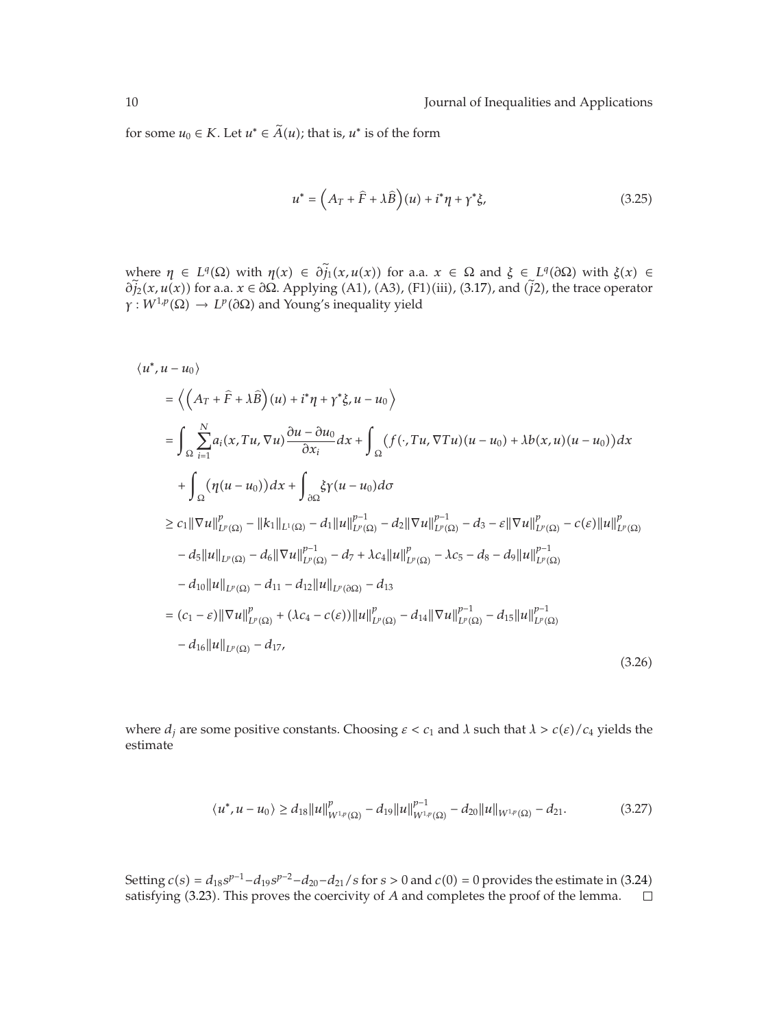for some $u_0 \in K$. Let $u^* \in \widetilde{A}(u)$; that is, $u^*$ is of the form

$$u^* = \left(A_T + \widehat{F} + \lambda \widehat{B}\right)(u) + i^*\eta + \gamma^*\xi, \tag{3.25}$$

where $\eta \in L^q(\Omega)$ with $\eta(x) \in \partial\widetilde{j_1}(x, u(x))$ for a.a. $x \in \Omega$ and $\xi \in L^q(\partial\Omega)$ with $\xi(x) \in \partial\widetilde{j_2}(x, u(x))$ for a.a. $x \in \partial\Omega$. Applying (A1), (A3), (F1)(iii), (3.17), and ($\widetilde{j}2$), the trace operator $\gamma : W^{1,p}(\Omega) \to L^p(\partial\Omega)$ and Young's inequality yield

$$\begin{aligned}
&\langle u^*, u - u_0\rangle \\
&= \left\langle \left(A_T + \widehat{F} + \lambda \widehat{B}\right)(u) + i^*\eta + \gamma^*\xi, u - u_0 \right\rangle \\
&= \int_\Omega \sum_{i=1}^{N} a_i(x, Tu, \nabla u)\frac{\partial u - \partial u_0}{\partial x_i}dx + \int_\Omega \left(f(\cdot, Tu, \nabla Tu)(u - u_0) + \lambda b(x, u)(u - u_0)\right)dx \\
&\quad + \int_\Omega \left(\eta(u - u_0)\right)dx + \int_{\partial\Omega} \xi\gamma(u - u_0)d\sigma \\
&\geq c_1\|\nabla u\|^p_{L^p(\Omega)} - \|k_1\|_{L^1(\Omega)} - d_1\|u\|^{p-1}_{L^p(\Omega)} - d_2\|\nabla u\|^{p-1}_{L^p(\Omega)} - d_3 - \varepsilon\|\nabla u\|^p_{L^p(\Omega)} - c(\varepsilon)\|u\|^p_{L^p(\Omega)} \\
&\quad - d_5\|u\|_{L^p(\Omega)} - d_6\|\nabla u\|^{p-1}_{L^p(\Omega)} - d_7 + \lambda c_4\|u\|^p_{L^p(\Omega)} - \lambda c_5 - d_8 - d_9\|u\|^{p-1}_{L^p(\Omega)} \\
&\quad - d_{10}\|u\|_{L^p(\Omega)} - d_{11} - d_{12}\|u\|_{L^p(\partial\Omega)} - d_{13} \\
&= (c_1 - \varepsilon)\|\nabla u\|^p_{L^p(\Omega)} + (\lambda c_4 - c(\varepsilon))\|u\|^p_{L^p(\Omega)} - d_{14}\|\nabla u\|^{p-1}_{L^p(\Omega)} - d_{15}\|u\|^{p-1}_{L^p(\Omega)} \\
&\quad - d_{16}\|u\|_{L^p(\Omega)} - d_{17},
\end{aligned} \tag{3.26}$$

where $d_j$ are some positive constants. Choosing $\varepsilon < c_1$ and $\lambda$ such that $\lambda > c(\varepsilon)/c_4$ yields the estimate

$$\langle u^*, u - u_0\rangle \geq d_{18}\|u\|^p_{W^{1,p}(\Omega)} - d_{19}\|u\|^{p-1}_{W^{1,p}(\Omega)} - d_{20}\|u\|_{W^{1,p}(\Omega)} - d_{21}. \tag{3.27}$$

Setting $c(s) = d_{18}s^{p-1} - d_{19}s^{p-2} - d_{20} - d_{21}/s$ for $s > 0$ and $c(0) = 0$ provides the estimate in (3.24) satisfying (3.23). This proves the coercivity of $A$ and completes the proof of the lemma. $\square$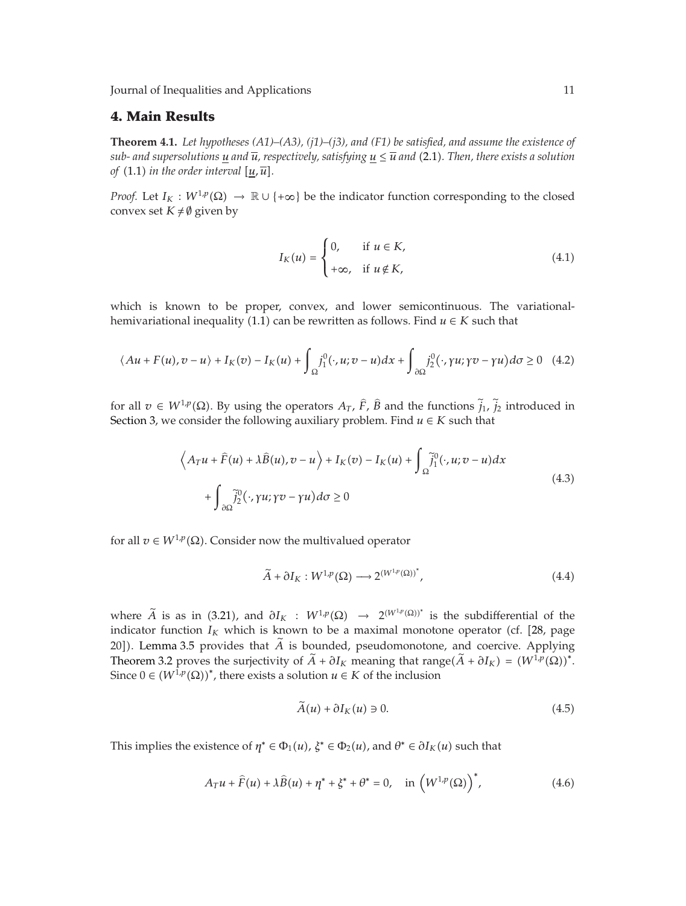## 4. Main Results

**Theorem 4.1.** *Let hypotheses (A1)–(A3), (j1)–(j3), and (F1) be satisfied, and assume the existence of sub- and supersolutions $\underline{u}$ and $\overline{u}$, respectively, satisfying $\underline{u} \leq \overline{u}$ and* (2.1)*. Then, there exists a solution of* (1.1) *in the order interval $[\underline{u}, \overline{u}]$.*

*Proof.* Let $I_K : W^{1,p}(\Omega) \to \mathbb{R} \cup \{+\infty\}$ be the indicator function corresponding to the closed convex set $K \neq \emptyset$ given by

$$I_K(u) = \begin{cases} 0, & \text{if } u \in K, \\ +\infty, & \text{if } u \notin K, \end{cases} \tag{4.1}$$

which is known to be proper, convex, and lower semicontinuous. The variational-hemivariational inequality (1.1) can be rewritten as follows. Find $u \in K$ such that

$$\langle Au + F(u), v - u \rangle + I_K(v) - I_K(u) + \int_\Omega j_1^0(\cdot, u; v - u)\,dx + \int_{\partial\Omega} j_2^0(\cdot, \gamma u; \gamma v - \gamma u)\,d\sigma \geq 0 \tag{4.2}$$

for all $v \in W^{1,p}(\Omega)$. By using the operators $A_T$, $\widehat{F}$, $\widehat{B}$ and the functions $\widetilde{j}_1$, $\widetilde{j}_2$ introduced in Section 3, we consider the following auxiliary problem. Find $u \in K$ such that

$$\begin{aligned} \left\langle A_T u + \widehat{F}(u) + \lambda \widehat{B}(u), v - u \right\rangle + I_K(v) - I_K(u) + \int_\Omega \widetilde{j}_1^0(\cdot, u; v - u)\,dx \\ + \int_{\partial\Omega} \widetilde{j}_2^0(\cdot, \gamma u; \gamma v - \gamma u)\,d\sigma \geq 0 \end{aligned} \tag{4.3}$$

for all $v \in W^{1,p}(\Omega)$. Consider now the multivalued operator

$$\widetilde{A} + \partial I_K : W^{1,p}(\Omega) \longrightarrow 2^{(W^{1,p}(\Omega))^*}, \tag{4.4}$$

where $\widetilde{A}$ is as in (3.21), and $\partial I_K : W^{1,p}(\Omega) \to 2^{(W^{1,p}(\Omega))^*}$ is the subdifferential of the indicator function $I_K$ which is known to be a maximal monotone operator (cf. [28, page 20]). Lemma 3.5 provides that $\widetilde{A}$ is bounded, pseudomonotone, and coercive. Applying Theorem 3.2 proves the surjectivity of $\widetilde{A} + \partial I_K$ meaning that range$(\widetilde{A} + \partial I_K) = (W^{1,p}(\Omega))^*$. Since $0 \in (W^{1,p}(\Omega))^*$, there exists a solution $u \in K$ of the inclusion

$$\widetilde{A}(u) + \partial I_K(u) \ni 0. \tag{4.5}$$

This implies the existence of $\eta^* \in \Phi_1(u)$, $\xi^* \in \Phi_2(u)$, and $\theta^* \in \partial I_K(u)$ such that

$$A_T u + \widehat{F}(u) + \lambda \widehat{B}(u) + \eta^* + \xi^* + \theta^* = 0, \quad \text{in } \left(W^{1,p}(\Omega)\right)^*, \tag{4.6}$$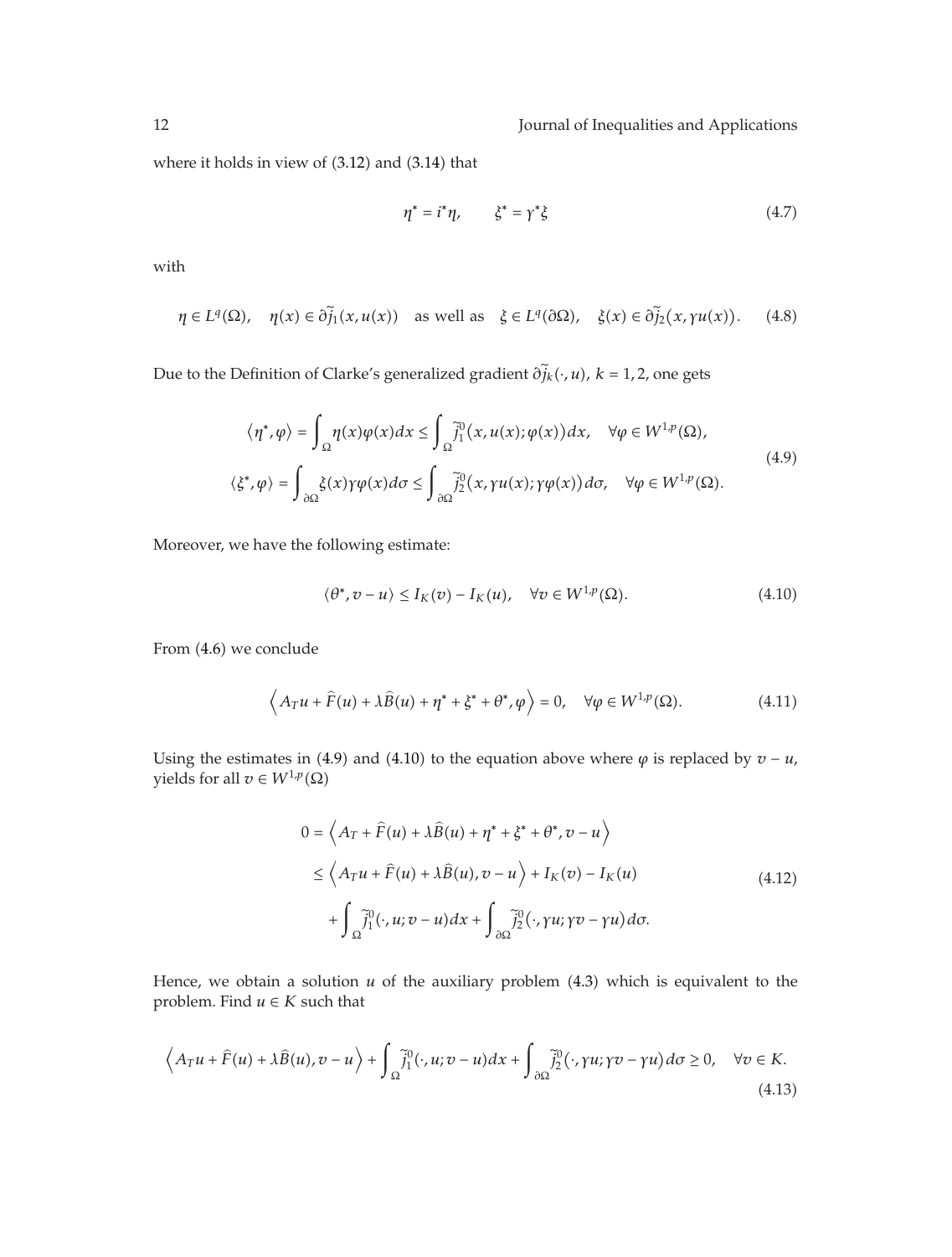where it holds in view of (3.12) and (3.14) that

$$\eta^* = i^*\eta, \qquad \xi^* = \gamma^*\xi \tag{4.7}$$

with

$$\eta \in L^q(\Omega), \quad \eta(x) \in \partial\widetilde{j}_1(x, u(x)) \quad \text{as well as} \quad \xi \in L^q(\partial\Omega), \quad \xi(x) \in \partial\widetilde{j}_2(x, \gamma u(x)). \tag{4.8}$$

Due to the Definition of Clarke's generalized gradient $\partial\widetilde{j}_k(\cdot, u)$, $k = 1, 2$, one gets

$$\begin{aligned}
\langle \eta^*, \varphi \rangle &= \int_\Omega \eta(x)\varphi(x)dx \le \int_\Omega \widetilde{j}_1^0(x, u(x); \varphi(x))dx, \quad \forall \varphi \in W^{1,p}(\Omega), \\
\langle \xi^*, \varphi \rangle &= \int_{\partial\Omega} \xi(x)\gamma\varphi(x)d\sigma \le \int_{\partial\Omega} \widetilde{j}_2^0(x, \gamma u(x); \gamma\varphi(x))d\sigma, \quad \forall \varphi \in W^{1,p}(\Omega).
\end{aligned} \tag{4.9}$$

Moreover, we have the following estimate:

$$\langle \theta^*, v - u \rangle \le I_K(v) - I_K(u), \quad \forall v \in W^{1,p}(\Omega). \tag{4.10}$$

From (4.6) we conclude

$$\left\langle A_T u + \widehat{F}(u) + \lambda\widehat{B}(u) + \eta^* + \xi^* + \theta^*, \varphi \right\rangle = 0, \quad \forall \varphi \in W^{1,p}(\Omega). \tag{4.11}$$

Using the estimates in (4.9) and (4.10) to the equation above where $\varphi$ is replaced by $v - u$, yields for all $v \in W^{1,p}(\Omega)$

$$\begin{aligned}
0 &= \left\langle A_T + \widehat{F}(u) + \lambda\widehat{B}(u) + \eta^* + \xi^* + \theta^*, v - u \right\rangle \\
&\le \left\langle A_T u + \widehat{F}(u) + \lambda\widehat{B}(u), v - u \right\rangle + I_K(v) - I_K(u) \\
&\quad + \int_\Omega \widetilde{j}_1^0(\cdot, u; v - u)dx + \int_{\partial\Omega} \widetilde{j}_2^0(\cdot, \gamma u; \gamma v - \gamma u)d\sigma.
\end{aligned} \tag{4.12}$$

Hence, we obtain a solution $u$ of the auxiliary problem (4.3) which is equivalent to the problem. Find $u \in K$ such that

$$\left\langle A_T u + \widehat{F}(u) + \lambda\widehat{B}(u), v - u \right\rangle + \int_\Omega \widetilde{j}_1^0(\cdot, u; v - u)dx + \int_{\partial\Omega} \widetilde{j}_2^0(\cdot, \gamma u; \gamma v - \gamma u)d\sigma \ge 0, \quad \forall v \in K. \tag{4.13}$$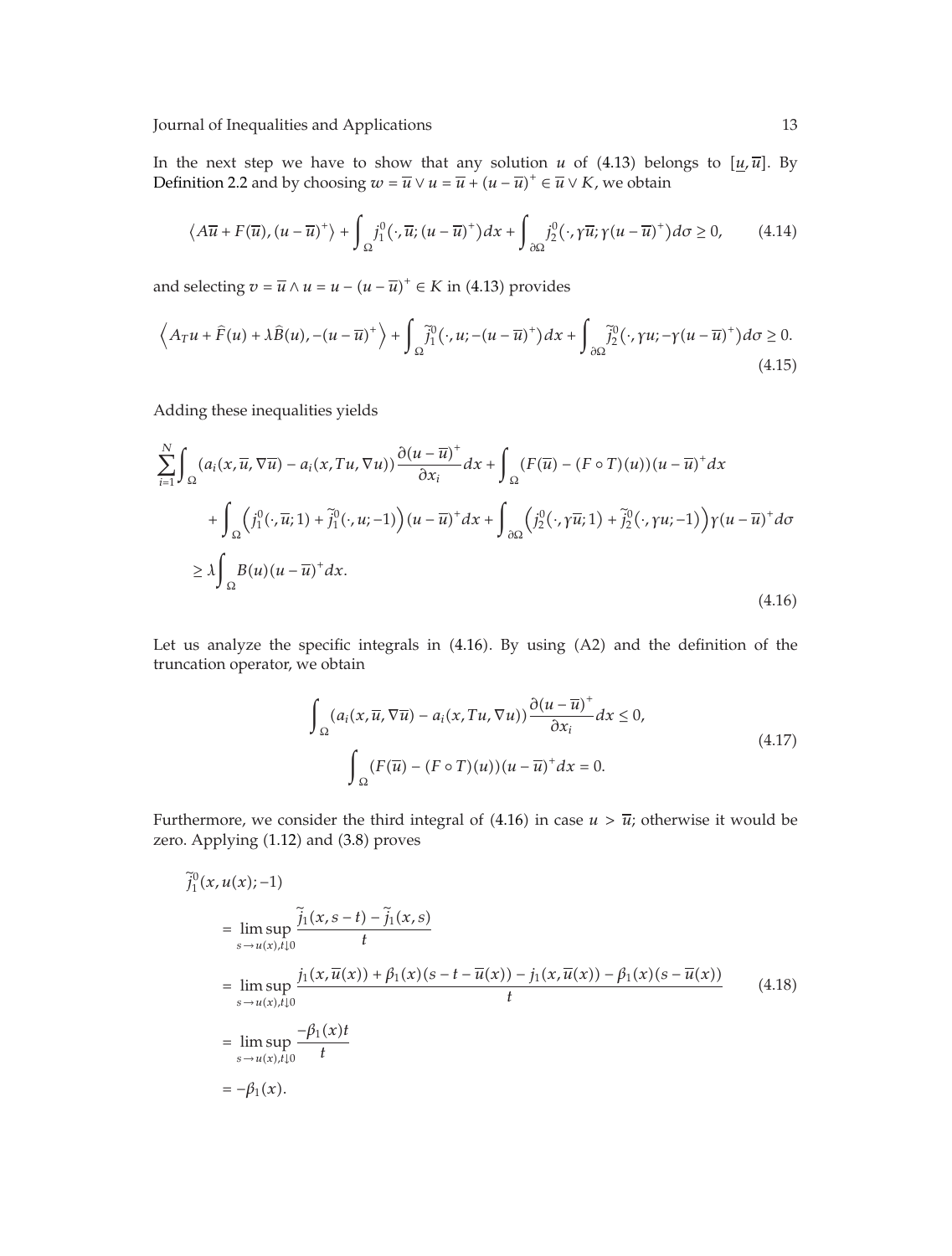In the next step we have to show that any solution $u$ of (4.13) belongs to $[\underline{u}, \overline{u}]$. By Definition 2.2 and by choosing $w = \overline{u} \vee u = \overline{u} + (u - \overline{u})^+ \in \overline{u} \vee K$, we obtain

$$\left\langle A\overline{u} + F(\overline{u}), (u - \overline{u})^+ \right\rangle + \int_\Omega j_1^0\left(\cdot, \overline{u}; (u - \overline{u})^+\right) dx + \int_{\partial\Omega} j_2^0\left(\cdot, \gamma\overline{u}; \gamma(u - \overline{u})^+\right) d\sigma \geq 0, \tag{4.14}$$

and selecting $v = \overline{u} \wedge u = u - (u - \overline{u})^+ \in K$ in (4.13) provides

$$\left\langle A_T u + \widehat{F}(u) + \lambda \widehat{B}(u), -(u - \overline{u})^+ \right\rangle + \int_\Omega \widetilde{j}_1^0\left(\cdot, u; -(u - \overline{u})^+\right) dx + \int_{\partial\Omega} \widetilde{j}_2^0\left(\cdot, \gamma u; -\gamma(u - \overline{u})^+\right) d\sigma \geq 0. \tag{4.15}$$

Adding these inequalities yields

$$\begin{aligned}
&\sum_{i=1}^N \int_\Omega \left(a_i(x, \overline{u}, \nabla\overline{u}) - a_i(x, Tu, \nabla u)\right) \frac{\partial (u - \overline{u})^+}{\partial x_i} dx + \int_\Omega \left(F(\overline{u}) - (F \circ T)(u)\right)(u - \overline{u})^+ dx \\
&\quad + \int_\Omega \left(j_1^0(\cdot, \overline{u}; 1) + \widetilde{j}_1^0(\cdot, u; -1)\right)(u - \overline{u})^+ dx + \int_{\partial\Omega} \left(j_2^0(\cdot, \gamma\overline{u}; 1) + \widetilde{j}_2^0(\cdot, \gamma u; -1)\right)\gamma(u - \overline{u})^+ d\sigma \\
&\geq \lambda \int_\Omega B(u)(u - \overline{u})^+ dx.
\end{aligned} \tag{4.16}$$

Let us analyze the specific integrals in (4.16). By using (A2) and the definition of the truncation operator, we obtain

$$\begin{aligned}
\int_\Omega \left(a_i(x, \overline{u}, \nabla\overline{u}) - a_i(x, Tu, \nabla u)\right) \frac{\partial (u - \overline{u})^+}{\partial x_i} dx &\leq 0, \\
\int_\Omega \left(F(\overline{u}) - (F \circ T)(u)\right)(u - \overline{u})^+ dx &= 0.
\end{aligned} \tag{4.17}$$

Furthermore, we consider the third integral of (4.16) in case $u > \overline{u}$; otherwise it would be zero. Applying (1.12) and (3.8) proves

$$\begin{aligned}
&\widetilde{j}_1^0(x, u(x); -1) \\
&\quad = \limsup_{s \to u(x), t \downarrow 0} \frac{\widetilde{j}_1(x, s - t) - \widetilde{j}_1(x, s)}{t} \\
&\quad = \limsup_{s \to u(x), t \downarrow 0} \frac{j_1(x, \overline{u}(x)) + \beta_1(x)(s - t - \overline{u}(x)) - j_1(x, \overline{u}(x)) - \beta_1(x)(s - \overline{u}(x))}{t} \\
&\quad = \limsup_{s \to u(x), t \downarrow 0} \frac{-\beta_1(x) t}{t} \\
&\quad = -\beta_1(x).
\end{aligned} \tag{4.18}$$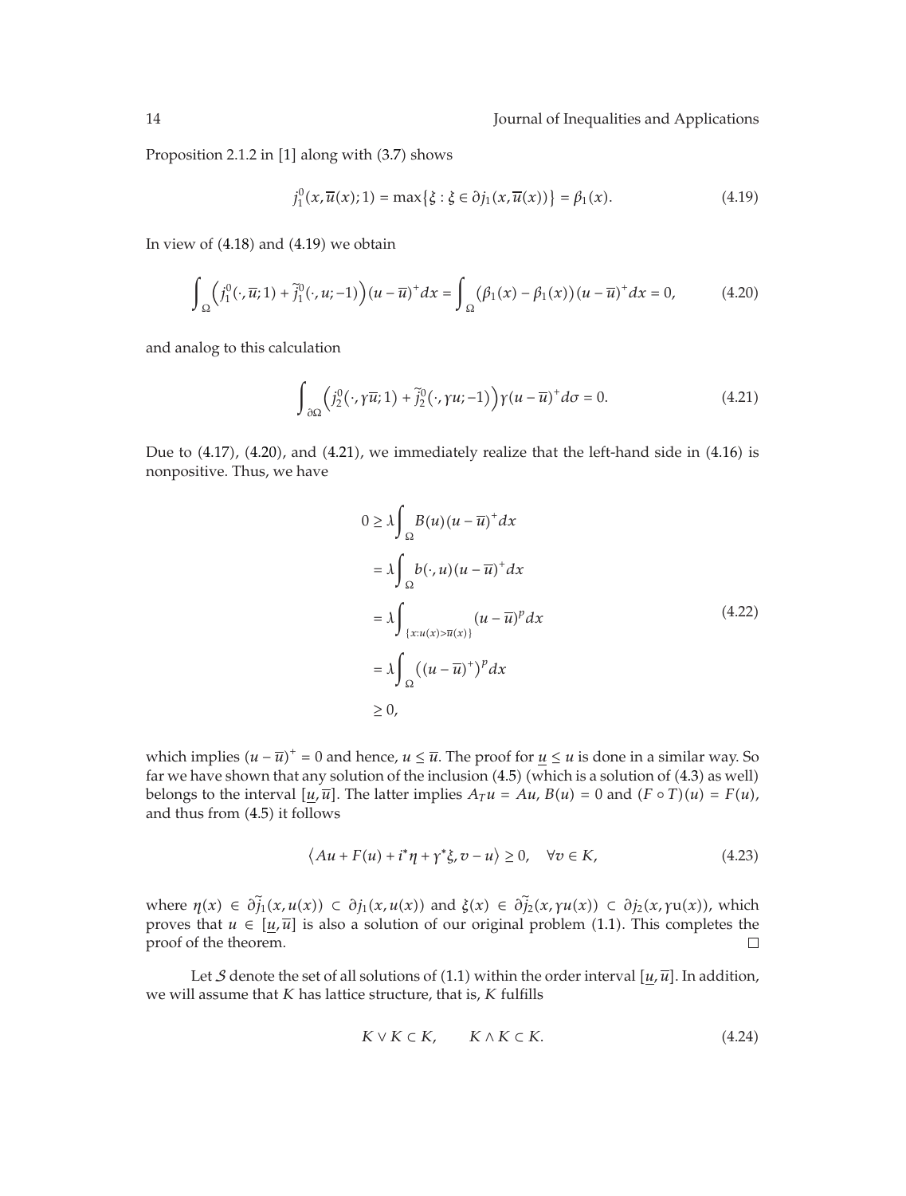Proposition 2.1.2 in [1] along with (3.7) shows

$$j_1^0(x, \overline{u}(x); 1) = \max\{\xi : \xi \in \partial j_1(x, \overline{u}(x))\} = \beta_1(x). \tag{4.19}$$

In view of (4.18) and (4.19) we obtain

$$\int_\Omega \Big( j_1^0(\cdot, \overline{u}; 1) + \widetilde{j}_1^0(\cdot, u; -1) \Big)(u - \overline{u})^+ dx = \int_\Omega \big(\beta_1(x) - \beta_1(x)\big)(u - \overline{u})^+ dx = 0, \tag{4.20}$$

and analog to this calculation

$$\int_{\partial\Omega} \Big( j_2^0(\cdot, \gamma\overline{u}; 1) + \widetilde{j}_2^0(\cdot, \gamma u; -1) \Big)\gamma(u - \overline{u})^+ d\sigma = 0. \tag{4.21}$$

Due to (4.17), (4.20), and (4.21), we immediately realize that the left-hand side in (4.16) is nonpositive. Thus, we have

$$\begin{aligned}
0 &\geq \lambda \int_\Omega B(u)(u - \overline{u})^+ dx \\
&= \lambda \int_\Omega b(\cdot, u)(u - \overline{u})^+ dx \\
&= \lambda \int_{\{x : u(x) > \overline{u}(x)\}} (u - \overline{u})^p dx \\
&= \lambda \int_\Omega \big((u - \overline{u})^+\big)^p dx \\
&\geq 0,
\end{aligned} \tag{4.22}$$

which implies $(u - \overline{u})^+ = 0$ and hence, $u \leq \overline{u}$. The proof for $\underline{u} \leq u$ is done in a similar way. So far we have shown that any solution of the inclusion (4.5) (which is a solution of (4.3) as well) belongs to the interval $[\underline{u}, \overline{u}]$. The latter implies $A_T u = Au$, $B(u) = 0$ and $(F \circ T)(u) = F(u)$, and thus from (4.5) it follows

$$\langle Au + F(u) + i^*\eta + \gamma^*\xi, v - u \rangle \geq 0, \quad \forall v \in K, \tag{4.23}$$

where $\eta(x) \in \partial\widetilde{j}_1(x, u(x)) \subset \partial j_1(x, u(x))$ and $\xi(x) \in \partial\widetilde{j}_2(x, \gamma u(x)) \subset \partial j_2(x, \gamma u(x))$, which proves that $u \in [\underline{u}, \overline{u}]$ is also a solution of our original problem (1.1). This completes the proof of the theorem. □

Let $\mathcal{S}$ denote the set of all solutions of (1.1) within the order interval $[\underline{u}, \overline{u}]$. In addition, we will assume that $K$ has lattice structure, that is, $K$ fulfills

$$K \vee K \subset K, \qquad K \wedge K \subset K. \tag{4.24}$$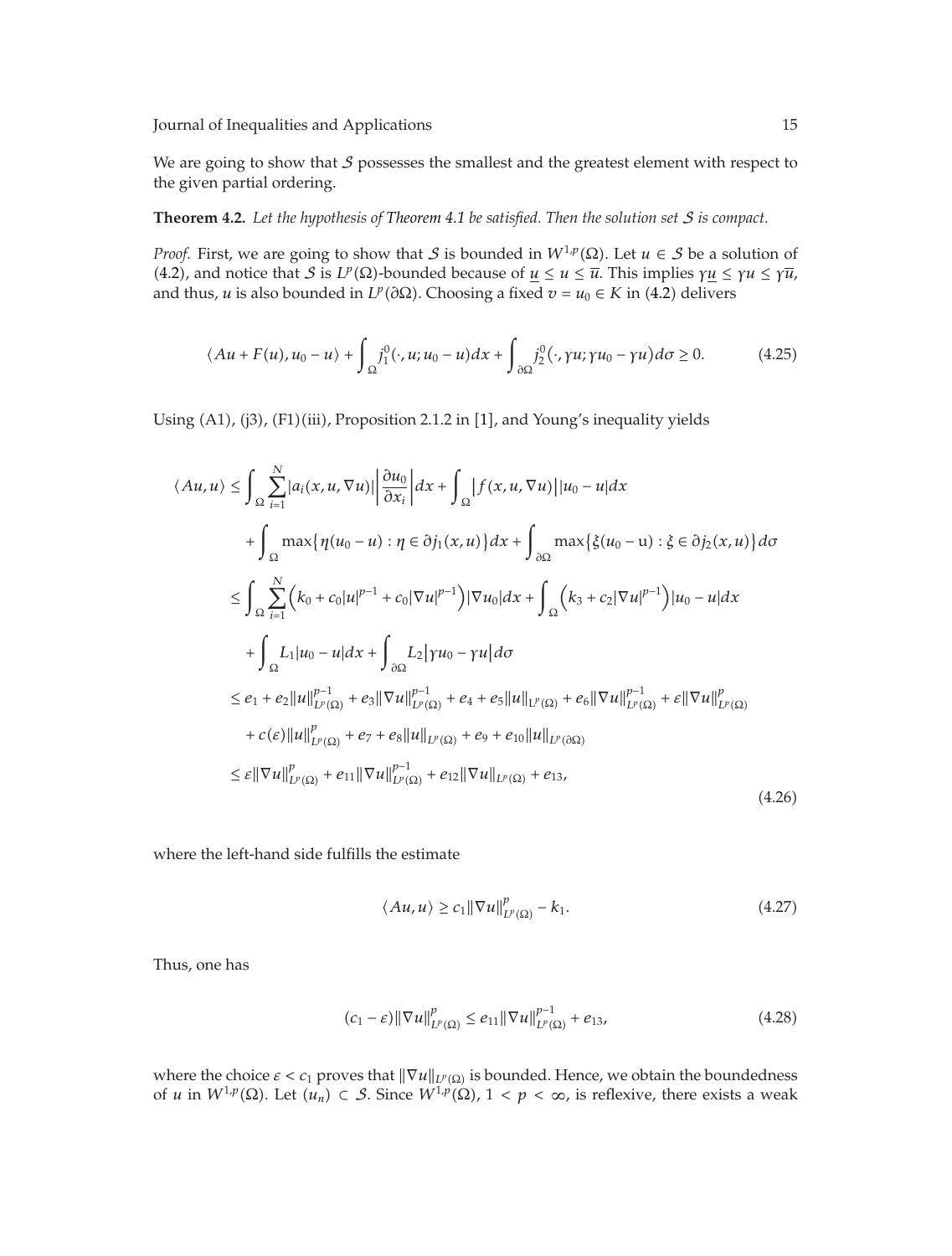We are going to show that $\mathcal{S}$ possesses the smallest and the greatest element with respect to the given partial ordering.

**Theorem 4.2.** *Let the hypothesis of Theorem 4.1 be satisfied. Then the solution set $\mathcal{S}$ is compact.*

*Proof.* First, we are going to show that $\mathcal{S}$ is bounded in $W^{1,p}(\Omega)$. Let $u \in \mathcal{S}$ be a solution of (4.2), and notice that $\mathcal{S}$ is $L^p(\Omega)$-bounded because of $\underline{u} \le u \le \overline{u}$. This implies $\gamma\underline{u} \le \gamma u \le \gamma\overline{u}$, and thus, $u$ is also bounded in $L^p(\partial\Omega)$. Choosing a fixed $v = u_0 \in K$ in (4.2) delivers

$$\langle Au + F(u), u_0 - u\rangle + \int_\Omega j_1^0(\cdot, u; u_0 - u)dx + \int_{\partial\Omega} j_2^0(\cdot, \gamma u; \gamma u_0 - \gamma u)d\sigma \ge 0. \tag{4.25}$$

Using (A1), (j3), (F1)(iii), Proposition 2.1.2 in [1], and Young's inequality yields

$$\begin{aligned}
\langle Au, u\rangle &\le \int_\Omega \sum_{i=1}^N |a_i(x, u, \nabla u)| \left|\frac{\partial u_0}{\partial x_i}\right| dx + \int_\Omega \left|f(x, u, \nabla u)\right| |u_0 - u| dx \\
&\quad + \int_\Omega \max\{\eta(u_0 - u) : \eta \in \partial j_1(x, u)\} dx + \int_{\partial\Omega} \max\{\xi(u_0 - \mathrm{u}) : \xi \in \partial j_2(x, u)\} d\sigma \\
&\le \int_\Omega \sum_{i=1}^N \left(k_0 + c_0|u|^{p-1} + c_0|\nabla u|^{p-1}\right)|\nabla u_0| dx + \int_\Omega \left(k_3 + c_2|\nabla u|^{p-1}\right)|u_0 - u| dx \\
&\quad + \int_\Omega L_1|u_0 - u| dx + \int_{\partial\Omega} L_2|\gamma u_0 - \gamma u| d\sigma \\
&\le e_1 + e_2\|u\|_{L^p(\Omega)}^{p-1} + e_3\|\nabla u\|_{L^p(\Omega)}^{p-1} + e_4 + e_5\|u\|_{L^p(\Omega)} + e_6\|\nabla u\|_{L^p(\Omega)}^{p-1} + \varepsilon\|\nabla u\|_{L^p(\Omega)}^p \\
&\quad + c(\varepsilon)\|u\|_{L^p(\Omega)}^p + e_7 + e_8\|u\|_{L^p(\Omega)} + e_9 + e_{10}\|u\|_{L^p(\partial\Omega)} \\
&\le \varepsilon\|\nabla u\|_{L^p(\Omega)}^p + e_{11}\|\nabla u\|_{L^p(\Omega)}^{p-1} + e_{12}\|\nabla u\|_{L^p(\Omega)} + e_{13},
\end{aligned} \tag{4.26}$$

where the left-hand side fulfills the estimate

$$\langle Au, u\rangle \ge c_1\|\nabla u\|_{L^p(\Omega)}^p - k_1. \tag{4.27}$$

Thus, one has

$$(c_1 - \varepsilon)\|\nabla u\|_{L^p(\Omega)}^p \le e_{11}\|\nabla u\|_{L^p(\Omega)}^{p-1} + e_{13}, \tag{4.28}$$

where the choice $\varepsilon < c_1$ proves that $\|\nabla u\|_{L^p(\Omega)}$ is bounded. Hence, we obtain the boundedness of $u$ in $W^{1,p}(\Omega)$. Let $(u_n) \subset \mathcal{S}$. Since $W^{1,p}(\Omega)$, $1 < p < \infty$, is reflexive, there exists a weak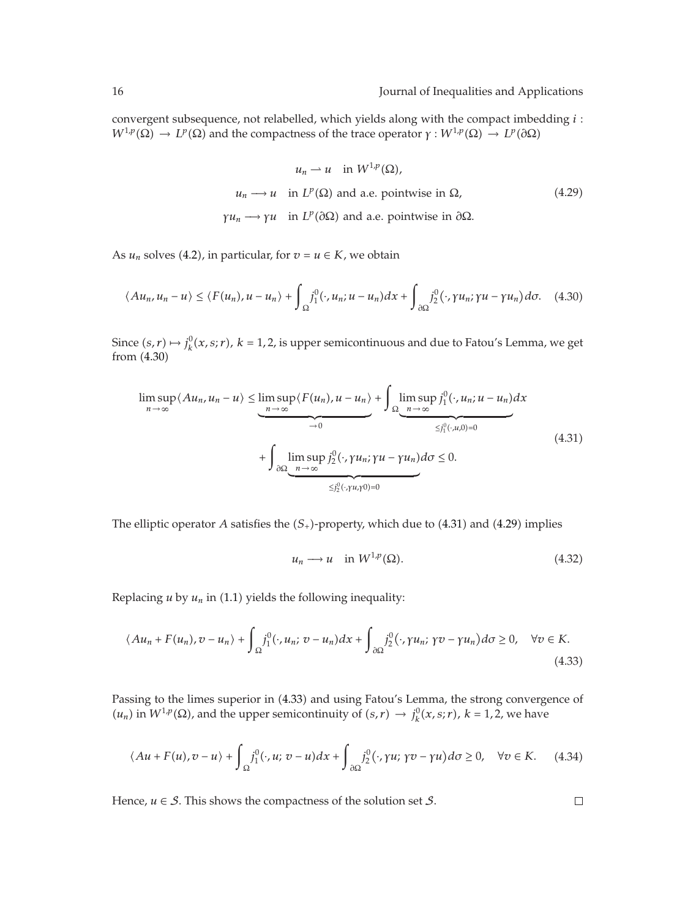convergent subsequence, not relabelled, which yields along with the compact imbedding $i : W^{1,p}(\Omega) \to L^p(\Omega)$ and the compactness of the trace operator $\gamma : W^{1,p}(\Omega) \to L^p(\partial\Omega)$

$$
\begin{aligned}
u_n &\rightharpoonup u \quad \text{in } W^{1,p}(\Omega), \\
u_n &\longrightarrow u \quad \text{in } L^p(\Omega) \text{ and a.e. pointwise in } \Omega, \\
\gamma u_n &\longrightarrow \gamma u \quad \text{in } L^p(\partial\Omega) \text{ and a.e. pointwise in } \partial\Omega.
\end{aligned}
\tag{4.29}
$$

As $u_n$ solves (4.2), in particular, for $v = u \in K$, we obtain

$$
\langle Au_n, u_n - u\rangle \le \langle F(u_n), u - u_n\rangle + \int_\Omega j_1^0(\cdot, u_n; u - u_n)dx + \int_{\partial\Omega} j_2^0(\cdot, \gamma u_n; \gamma u - \gamma u_n)d\sigma. \tag{4.30}
$$

Since $(s,r) \mapsto j_k^0(x,s;r)$, $k = 1,2$, is upper semicontinuous and due to Fatou's Lemma, we get from (4.30)

$$
\begin{aligned}
\limsup_{n\to\infty}\langle Au_n, u_n - u\rangle &\le \underbrace{\limsup_{n\to\infty}\langle F(u_n), u - u_n\rangle}_{\to 0} + \int_\Omega \underbrace{\limsup_{n\to\infty} j_1^0(\cdot, u_n; u - u_n)}_{\le j_1^0(\cdot,u,0)=0}dx \\
&\quad + \int_{\partial\Omega} \underbrace{\limsup_{n\to\infty} j_2^0(\cdot, \gamma u_n; \gamma u - \gamma u_n)}_{\le j_2^0(\cdot,\gamma u,\gamma 0)=0}d\sigma \le 0.
\end{aligned}
\tag{4.31}
$$

The elliptic operator $A$ satisfies the $(S_+)$-property, which due to (4.31) and (4.29) implies

$$
u_n \longrightarrow u \quad \text{in } W^{1,p}(\Omega). \tag{4.32}
$$

Replacing $u$ by $u_n$ in (1.1) yields the following inequality:

$$
\langle Au_n + F(u_n), v - u_n\rangle + \int_\Omega j_1^0(\cdot, u_n; v - u_n)dx + \int_{\partial\Omega} j_2^0(\cdot, \gamma u_n; \gamma v - \gamma u_n)d\sigma \ge 0, \quad \forall v \in K. \tag{4.33}
$$

Passing to the limes superior in (4.33) and using Fatou's Lemma, the strong convergence of $(u_n)$ in $W^{1,p}(\Omega)$, and the upper semicontinuity of $(s,r) \to j_k^0(x,s;r)$, $k = 1,2$, we have

$$
\langle Au + F(u), v - u\rangle + \int_\Omega j_1^0(\cdot, u; v - u)dx + \int_{\partial\Omega} j_2^0(\cdot, \gamma u; \gamma v - \gamma u)d\sigma \ge 0, \quad \forall v \in K. \tag{4.34}
$$

Hence, $u \in \mathcal{S}$. This shows the compactness of the solution set $\mathcal{S}$. ◻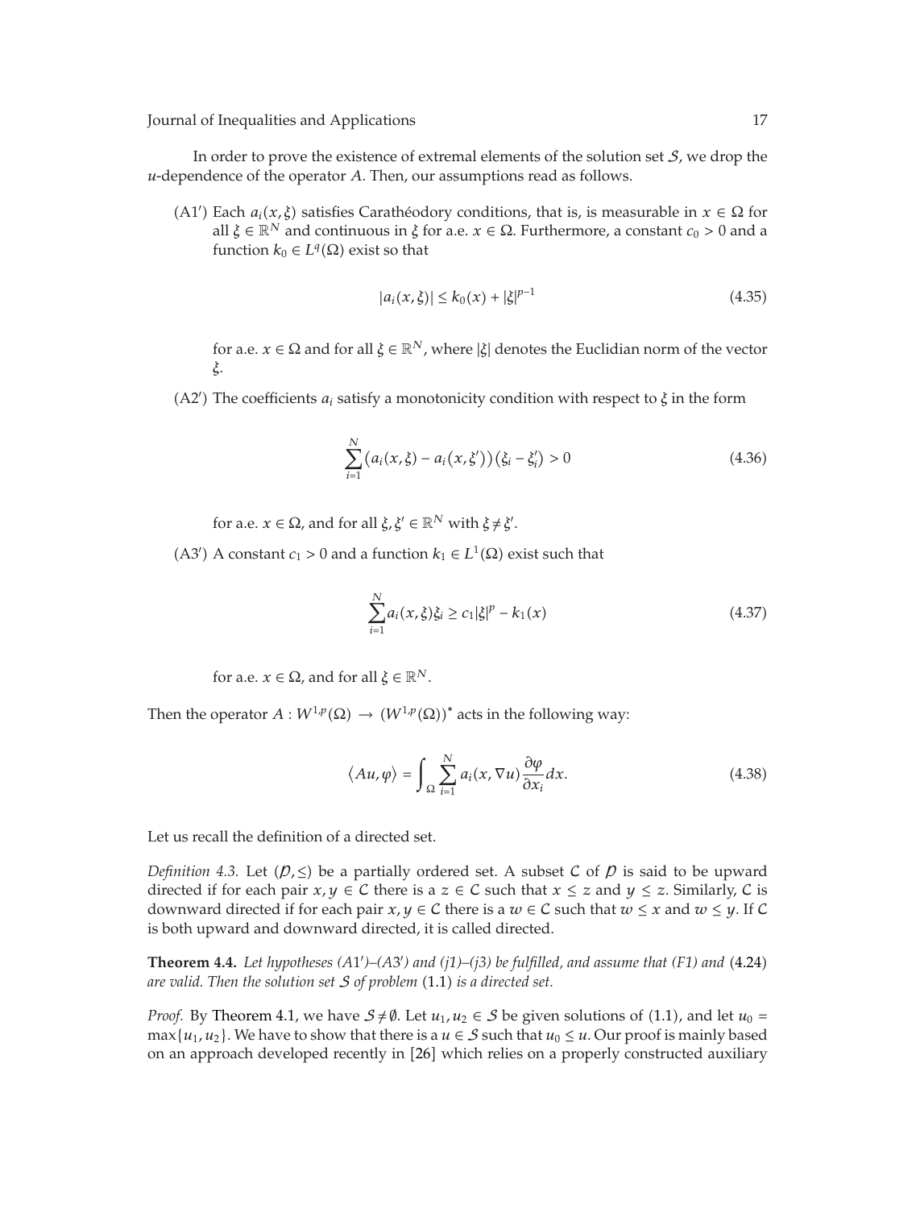In order to prove the existence of extremal elements of the solution set $\mathcal{S}$, we drop the $u$-dependence of the operator $A$. Then, our assumptions read as follows.

(A1′) Each $a_i(x,\xi)$ satisfies Carathéodory conditions, that is, is measurable in $x \in \Omega$ for all $\xi \in \mathbb{R}^N$ and continuous in $\xi$ for a.e. $x \in \Omega$. Furthermore, a constant $c_0 > 0$ and a function $k_0 \in L^q(\Omega)$ exist so that

$$|a_i(x,\xi)| \leq k_0(x) + |\xi|^{p-1} \tag{4.35}$$

for a.e. $x \in \Omega$ and for all $\xi \in \mathbb{R}^N$, where $|\xi|$ denotes the Euclidian norm of the vector $\xi$.

(A2′) The coefficients $a_i$ satisfy a monotonicity condition with respect to $\xi$ in the form

$$\sum_{i=1}^{N} \left(a_i(x,\xi) - a_i(x,\xi')\right)\left(\xi_i - \xi_i'\right) > 0 \tag{4.36}$$

for a.e. $x \in \Omega$, and for all $\xi, \xi' \in \mathbb{R}^N$ with $\xi \neq \xi'$.

(A3′) A constant $c_1 > 0$ and a function $k_1 \in L^1(\Omega)$ exist such that

$$\sum_{i=1}^{N} a_i(x,\xi)\xi_i \geq c_1|\xi|^p - k_1(x) \tag{4.37}$$

for a.e. $x \in \Omega$, and for all $\xi \in \mathbb{R}^N$.

Then the operator $A : W^{1,p}(\Omega) \to (W^{1,p}(\Omega))^*$ acts in the following way:

$$\langle Au, \varphi \rangle = \int_\Omega \sum_{i=1}^{N} a_i(x, \nabla u)\frac{\partial \varphi}{\partial x_i}dx. \tag{4.38}$$

Let us recall the definition of a directed set.

*Definition 4.3.* Let $(\mathcal{P}, \leq)$ be a partially ordered set. A subset $\mathcal{C}$ of $\mathcal{P}$ is said to be upward directed if for each pair $x, y \in \mathcal{C}$ there is a $z \in \mathcal{C}$ such that $x \leq z$ and $y \leq z$. Similarly, $\mathcal{C}$ is downward directed if for each pair $x, y \in \mathcal{C}$ there is a $w \in \mathcal{C}$ such that $w \leq x$ and $w \leq y$. If $\mathcal{C}$ is both upward and downward directed, it is called directed.

**Theorem 4.4.** *Let hypotheses (A1′)–(A3′) and (j1)–(j3) be fulfilled, and assume that (F1) and* (4.24) *are valid. Then the solution set $\mathcal{S}$ of problem* (1.1) *is a directed set.*

*Proof.* By Theorem 4.1, we have $\mathcal{S} \neq \emptyset$. Let $u_1, u_2 \in \mathcal{S}$ be given solutions of (1.1), and let $u_0 = \max\{u_1, u_2\}$. We have to show that there is a $u \in \mathcal{S}$ such that $u_0 \leq u$. Our proof is mainly based on an approach developed recently in [26] which relies on a properly constructed auxiliary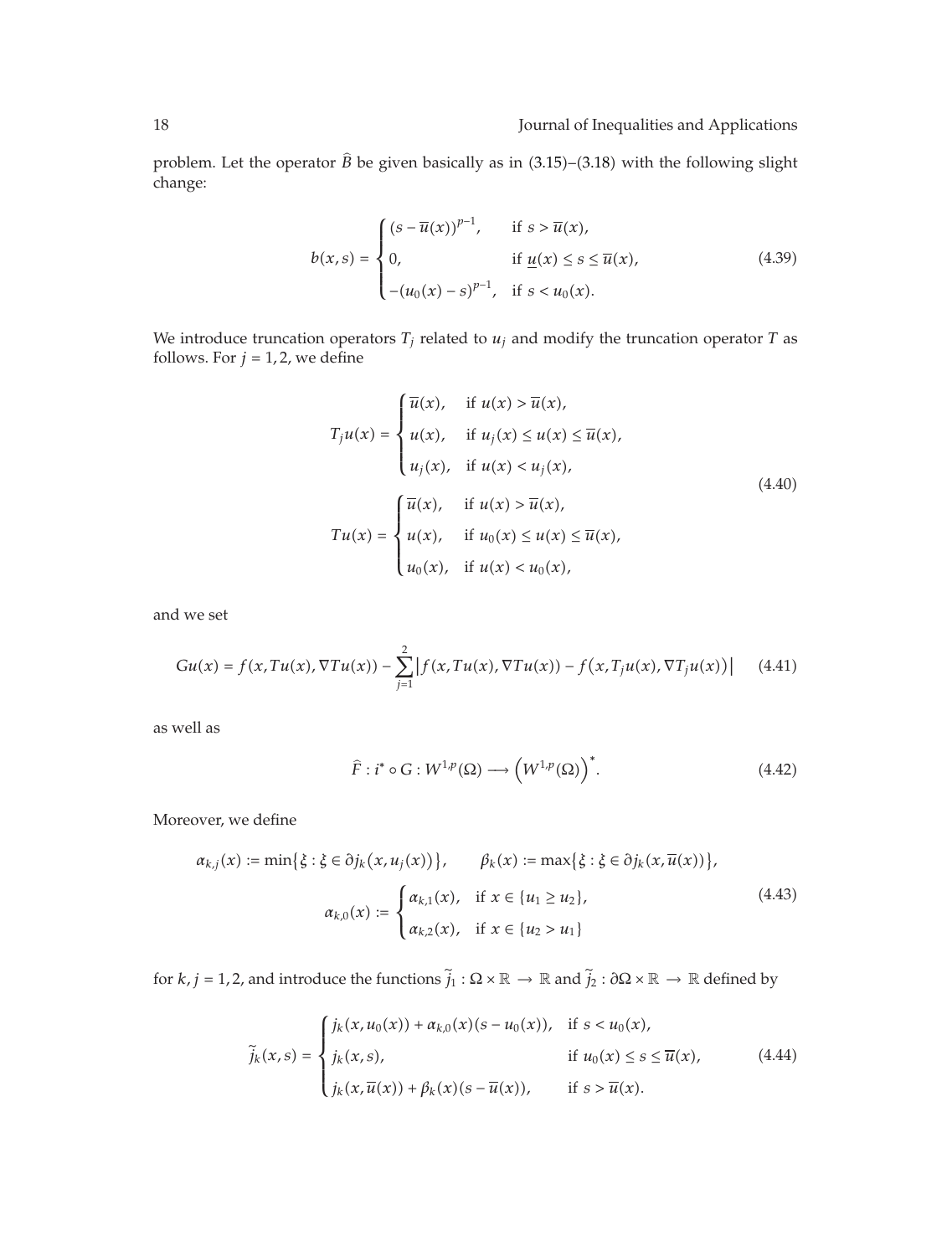problem. Let the operator $\widehat{B}$ be given basically as in (3.15)–(3.18) with the following slight change:

$$
b(x,s) = \begin{cases} (s - \overline{u}(x))^{p-1}, & \text{if } s > \overline{u}(x), \\ 0, & \text{if } \underline{u}(x) \le s \le \overline{u}(x), \\ -(u_0(x) - s)^{p-1}, & \text{if } s < u_0(x). \end{cases} \tag{4.39}
$$

We introduce truncation operators $T_j$ related to $u_j$ and modify the truncation operator $T$ as follows. For $j = 1, 2$, we define

$$
\begin{gathered}
T_j u(x) = \begin{cases} \overline{u}(x), & \text{if } u(x) > \overline{u}(x), \\ u(x), & \text{if } u_j(x) \le u(x) \le \overline{u}(x), \\ u_j(x), & \text{if } u(x) < u_j(x), \end{cases} \\
Tu(x) = \begin{cases} \overline{u}(x), & \text{if } u(x) > \overline{u}(x), \\ u(x), & \text{if } u_0(x) \le u(x) \le \overline{u}(x), \\ u_0(x), & \text{if } u(x) < u_0(x), \end{cases}
\end{gathered} \tag{4.40}
$$

and we set

$$
Gu(x) = f(x, Tu(x), \nabla Tu(x)) - \sum_{j=1}^{2} \left| f(x, Tu(x), \nabla Tu(x)) - f\left(x, T_j u(x), \nabla T_j u(x)\right) \right| \tag{4.41}
$$

as well as

$$
\widehat{F} : i^* \circ G : W^{1,p}(\Omega) \longrightarrow \left(W^{1,p}(\Omega)\right)^*. \tag{4.42}
$$

Moreover, we define

$$
\begin{gathered}
\alpha_{k,j}(x) := \min\left\{\xi : \xi \in \partial j_k\left(x, u_j(x)\right)\right\}, \qquad \beta_k(x) := \max\left\{\xi : \xi \in \partial j_k(x, \overline{u}(x))\right\}, \\
\alpha_{k,0}(x) := \begin{cases} \alpha_{k,1}(x), & \text{if } x \in \{u_1 \ge u_2\}, \\ \alpha_{k,2}(x), & \text{if } x \in \{u_2 > u_1\} \end{cases}
\end{gathered} \tag{4.43}
$$

for $k, j = 1, 2$, and introduce the functions $\widetilde{j}_1 : \Omega \times \mathbb{R} \to \mathbb{R}$ and $\widetilde{j}_2 : \partial\Omega \times \mathbb{R} \to \mathbb{R}$ defined by

$$
\widetilde{j}_k(x,s) = \begin{cases} j_k(x, u_0(x)) + \alpha_{k,0}(x)(s - u_0(x)), & \text{if } s < u_0(x), \\ j_k(x,s), & \text{if } u_0(x) \le s \le \overline{u}(x), \\ j_k(x, \overline{u}(x)) + \beta_k(x)(s - \overline{u}(x)), & \text{if } s > \overline{u}(x). \end{cases} \tag{4.44}
$$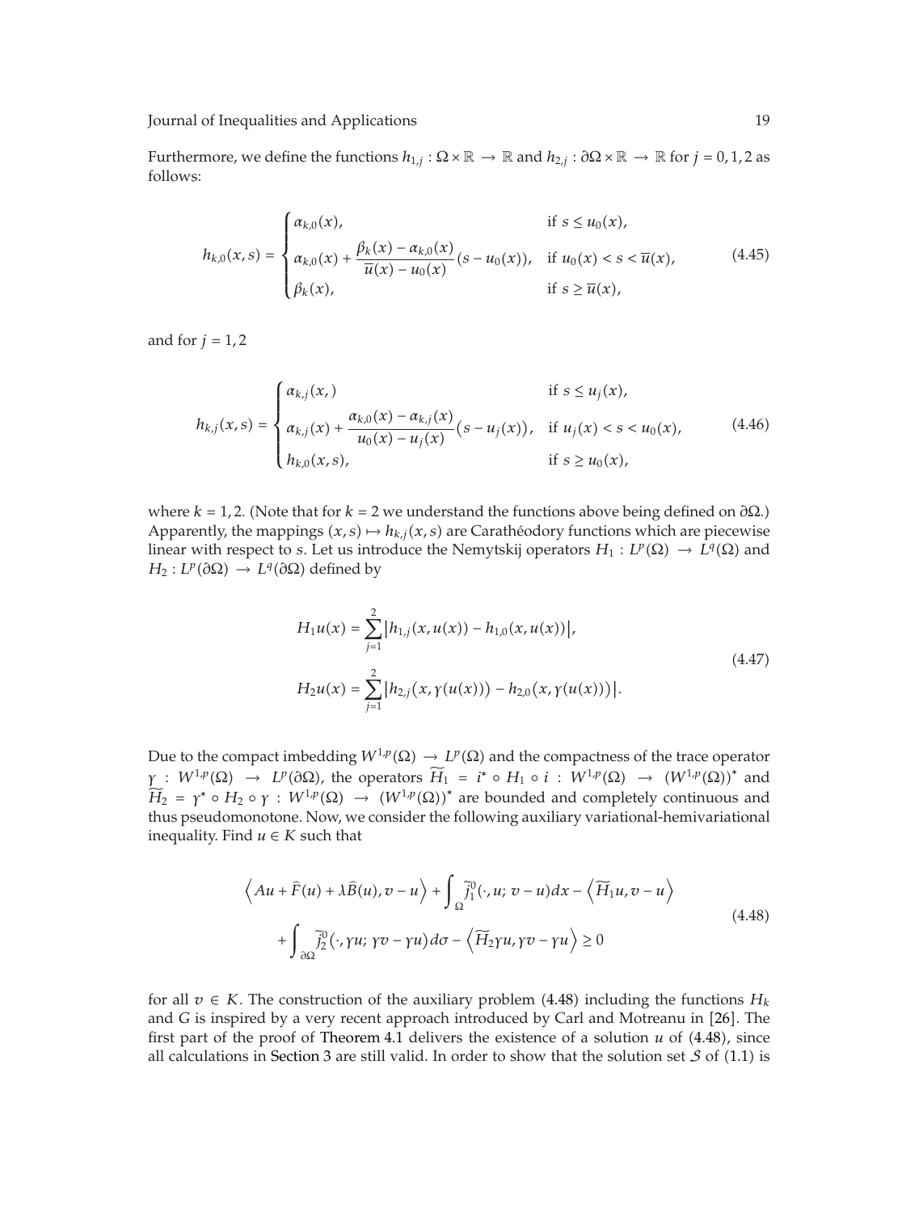Furthermore, we define the functions $h_{1,j} : \Omega \times \mathbb{R} \to \mathbb{R}$ and $h_{2,j} : \partial\Omega \times \mathbb{R} \to \mathbb{R}$ for $j = 0, 1, 2$ as follows:

$$
h_{k,0}(x,s) = \begin{cases} \alpha_{k,0}(x), & \text{if } s \leq u_0(x), \\ \alpha_{k,0}(x) + \dfrac{\beta_k(x) - \alpha_{k,0}(x)}{\overline{u}(x) - u_0(x)}(s - u_0(x)), & \text{if } u_0(x) < s < \overline{u}(x), \\ \beta_k(x), & \text{if } s \geq \overline{u}(x), \end{cases} \tag{4.45}
$$

and for $j = 1, 2$

$$
h_{k,j}(x,s) = \begin{cases} \alpha_{k,j}(x,) & \text{if } s \leq u_j(x), \\ \alpha_{k,j}(x) + \dfrac{\alpha_{k,0}(x) - \alpha_{k,j}(x)}{u_0(x) - u_j(x)}\big(s - u_j(x)\big), & \text{if } u_j(x) < s < u_0(x), \\ h_{k,0}(x,s), & \text{if } s \geq u_0(x), \end{cases} \tag{4.46}
$$

where $k = 1, 2$. (Note that for $k = 2$ we understand the functions above being defined on $\partial\Omega$.) Apparently, the mappings $(x, s) \mapsto h_{k,j}(x, s)$ are Carathéodory functions which are piecewise linear with respect to $s$. Let us introduce the Nemytskij operators $H_1 : L^p(\Omega) \to L^q(\Omega)$ and $H_2 : L^p(\partial\Omega) \to L^q(\partial\Omega)$ defined by

$$
\begin{aligned}
H_1 u(x) &= \sum_{j=1}^{2} \left| h_{1,j}(x, u(x)) - h_{1,0}(x, u(x)) \right|, \\
H_2 u(x) &= \sum_{j=1}^{2} \left| h_{2,j}\big(x, \gamma(u(x))\big) - h_{2,0}\big(x, \gamma(u(x))\big) \right|.
\end{aligned} \tag{4.47}
$$

Due to the compact imbedding $W^{1,p}(\Omega) \to L^p(\Omega)$ and the compactness of the trace operator $\gamma : W^{1,p}(\Omega) \to L^p(\partial\Omega)$, the operators $\widetilde{H}_1 = i^* \circ H_1 \circ i : W^{1,p}(\Omega) \to (W^{1,p}(\Omega))^*$ and $\widetilde{H}_2 = \gamma^* \circ H_2 \circ \gamma : W^{1,p}(\Omega) \to (W^{1,p}(\Omega))^*$ are bounded and completely continuous and thus pseudomonotone. Now, we consider the following auxiliary variational-hemivariational inequality. Find $u \in K$ such that

$$
\begin{aligned}
&\left\langle Au + \widehat{F}(u) + \lambda \widehat{B}(u), v - u \right\rangle + \int_{\Omega} \widetilde{j}_1^{\,0}(\cdot, u; v - u)\,dx - \left\langle \widetilde{H}_1 u, v - u \right\rangle \\
&\quad + \int_{\partial\Omega} \widetilde{j}_2^{\,0}(\cdot, \gamma u; \gamma v - \gamma u)\,d\sigma - \left\langle \widetilde{H}_2 \gamma u, \gamma v - \gamma u \right\rangle \geq 0
\end{aligned} \tag{4.48}
$$

for all $v \in K$. The construction of the auxiliary problem (4.48) including the functions $H_k$ and $G$ is inspired by a very recent approach introduced by Carl and Motreanu in [26]. The first part of the proof of Theorem 4.1 delivers the existence of a solution $u$ of (4.48), since all calculations in Section 3 are still valid. In order to show that the solution set $\mathcal{S}$ of (1.1) is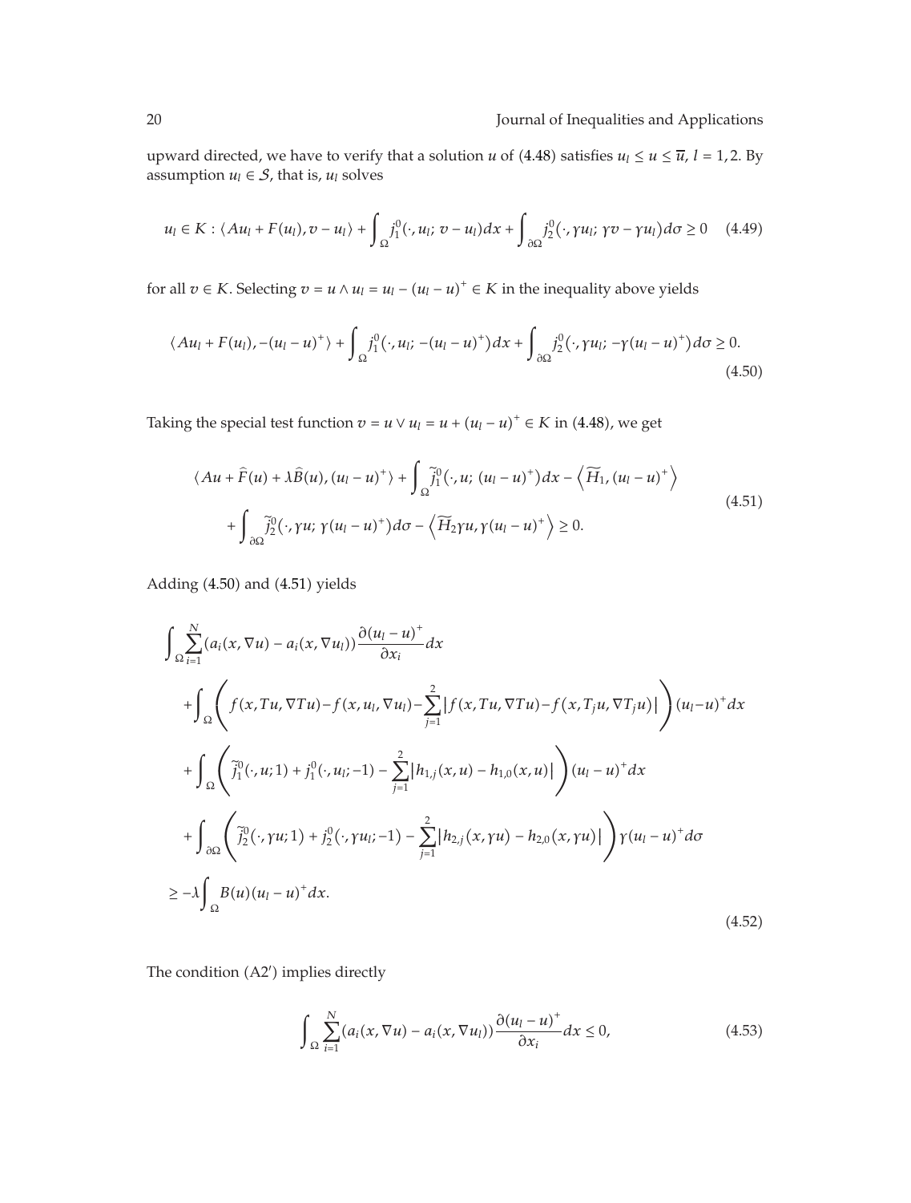upward directed, we have to verify that a solution $u$ of (4.48) satisfies $u_l \leq u \leq \overline{u}$, $l = 1, 2$. By assumption $u_l \in \mathcal{S}$, that is, $u_l$ solves

$$u_l \in K : \langle Au_l + F(u_l), v - u_l \rangle + \int_\Omega j_1^0(\cdot, u_l; v - u_l)dx + \int_{\partial\Omega} j_2^0(\cdot, \gamma u_l; \gamma v - \gamma u_l)d\sigma \geq 0 \tag{4.49}$$

for all $v \in K$. Selecting $v = u \wedge u_l = u_l - (u_l - u)^+ \in K$ in the inequality above yields

$$\langle Au_l + F(u_l), -(u_l - u)^+ \rangle + \int_\Omega j_1^0(\cdot, u_l; -(u_l - u)^+)dx + \int_{\partial\Omega} j_2^0(\cdot, \gamma u_l; -\gamma(u_l - u)^+)d\sigma \geq 0. \tag{4.50}$$

Taking the special test function $v = u \vee u_l = u + (u_l - u)^+ \in K$ in (4.48), we get

$$\begin{aligned} &\langle Au + \widehat{F}(u) + \lambda \widehat{B}(u), (u_l - u)^+ \rangle + \int_\Omega \widetilde{j}_1^0(\cdot, u; (u_l - u)^+)dx - \left\langle \widetilde{H}_1, (u_l - u)^+ \right\rangle \\ &\quad + \int_{\partial\Omega} \widetilde{j}_2^0(\cdot, \gamma u; \gamma(u_l - u)^+)d\sigma - \left\langle \widetilde{H}_2 \gamma u, \gamma(u_l - u)^+ \right\rangle \geq 0. \end{aligned} \tag{4.51}$$

Adding (4.50) and (4.51) yields

$$\begin{aligned} &\int_\Omega \sum_{i=1}^N (a_i(x, \nabla u) - a_i(x, \nabla u_l)) \frac{\partial (u_l - u)^+}{\partial x_i} dx \\ &\quad + \int_\Omega \left( f(x, Tu, \nabla Tu) - f(x, u_l, \nabla u_l) - \sum_{j=1}^2 \left| f(x, Tu, \nabla Tu) - f(x, T_j u, \nabla T_j u) \right| \right) (u_l - u)^+ dx \\ &\quad + \int_\Omega \left( \widetilde{j}_1^0(\cdot, u; 1) + j_1^0(\cdot, u_l; -1) - \sum_{j=1}^2 \left| h_{1,j}(x, u) - h_{1,0}(x, u) \right| \right) (u_l - u)^+ dx \\ &\quad + \int_{\partial\Omega} \left( \widetilde{j}_2^0(\cdot, \gamma u; 1) + j_2^0(\cdot, \gamma u_l; -1) - \sum_{j=1}^2 \left| h_{2,j}(x, \gamma u) - h_{2,0}(x, \gamma u) \right| \right) \gamma(u_l - u)^+ d\sigma \\ &\geq -\lambda \int_\Omega B(u)(u_l - u)^+ dx. \end{aligned} \tag{4.52}$$

The condition (A2′) implies directly

$$\int_\Omega \sum_{i=1}^N (a_i(x, \nabla u) - a_i(x, \nabla u_l)) \frac{\partial (u_l - u)^+}{\partial x_i} dx \leq 0, \tag{4.53}$$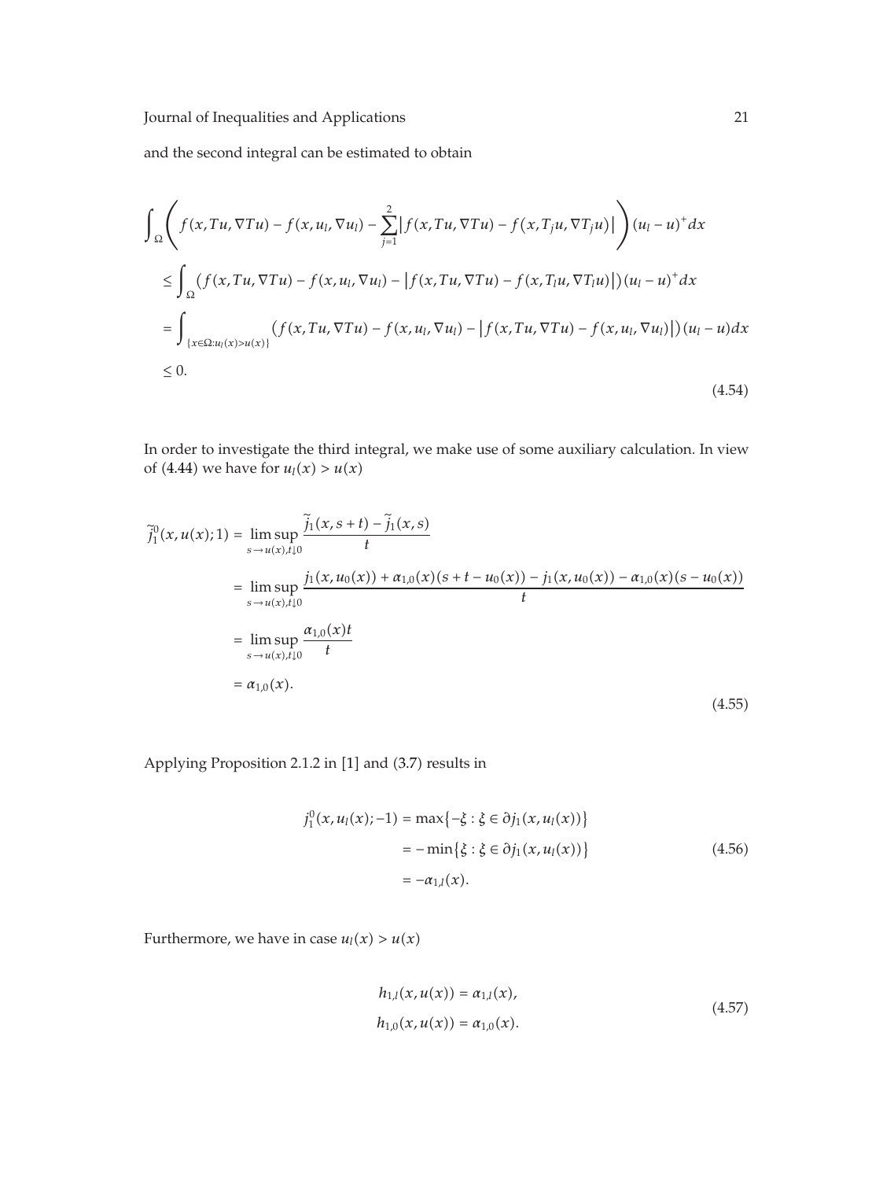and the second integral can be estimated to obtain

$$
\begin{aligned}
&\int_{\Omega}\left(f(x,Tu,\nabla Tu)-f(x,u_l,\nabla u_l)-\sum_{j=1}^{2}\left|f(x,Tu,\nabla Tu)-f\left(x,T_ju,\nabla T_ju\right)\right|\right)(u_l-u)^{+}dx\\
&\quad\leq\int_{\Omega}\left(f(x,Tu,\nabla Tu)-f(x,u_l,\nabla u_l)-\left|f(x,Tu,\nabla Tu)-f(x,T_lu,\nabla T_lu)\right|\right)(u_l-u)^{+}dx\\
&\quad=\int_{\{x\in\Omega:u_l(x)>u(x)\}}\left(f(x,Tu,\nabla Tu)-f(x,u_l,\nabla u_l)-\left|f(x,Tu,\nabla Tu)-f(x,u_l,\nabla u_l)\right|\right)(u_l-u)dx\\
&\quad\leq 0.
\end{aligned}
\tag{4.54}
$$

In order to investigate the third integral, we make use of some auxiliary calculation. In view of (4.44) we have for $u_l(x)>u(x)$

$$
\begin{aligned}
\widetilde{j}_1^{0}(x,u(x);1)&=\limsup_{s\to u(x),t\downarrow 0}\frac{\widetilde{j}_1(x,s+t)-\widetilde{j}_1(x,s)}{t}\\
&=\limsup_{s\to u(x),t\downarrow 0}\frac{j_1(x,u_0(x))+\alpha_{1,0}(x)(s+t-u_0(x))-j_1(x,u_0(x))-\alpha_{1,0}(x)(s-u_0(x))}{t}\\
&=\limsup_{s\to u(x),t\downarrow 0}\frac{\alpha_{1,0}(x)t}{t}\\
&=\alpha_{1,0}(x).
\end{aligned}
\tag{4.55}
$$

Applying Proposition 2.1.2 in [1] and (3.7) results in

$$
\begin{aligned}
j_1^{0}(x,u_l(x);-1)&=\max\{-\xi:\xi\in\partial j_1(x,u_l(x))\}\\
&=-\min\{\xi:\xi\in\partial j_1(x,u_l(x))\}\\
&=-\alpha_{1,l}(x).
\end{aligned}
\tag{4.56}
$$

Furthermore, we have in case $u_l(x)>u(x)$

$$
\begin{aligned}
h_{1,l}(x,u(x))&=\alpha_{1,l}(x),\\
h_{1,0}(x,u(x))&=\alpha_{1,0}(x).
\end{aligned}
\tag{4.57}
$$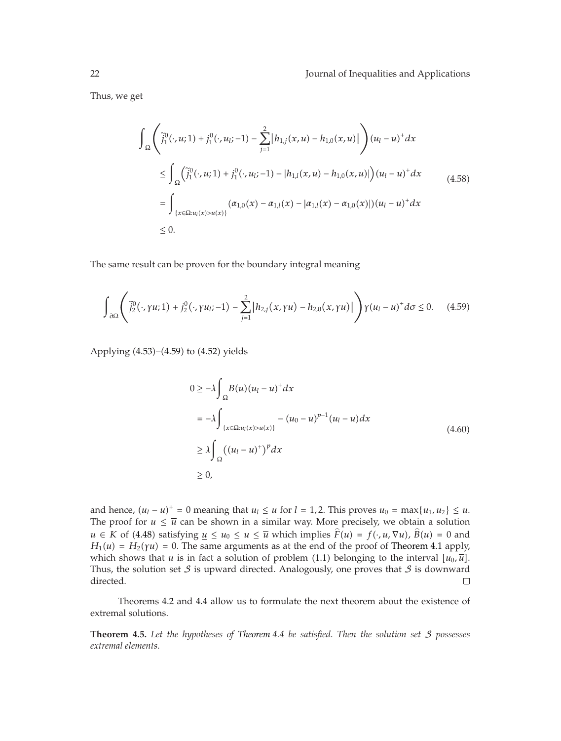Thus, we get

$$\begin{aligned}
&\int_{\Omega}\left(\widetilde{j}_1^0(\cdot,u;1)+j_1^0(\cdot,u_l;-1)-\sum_{j=1}^{2}\left|h_{1,j}(x,u)-h_{1,0}(x,u)\right|\right)(u_l-u)^+dx\\
&\quad\le\int_{\Omega}\left(\widetilde{j}_1^0(\cdot,u;1)+j_1^0(\cdot,u_l;-1)-\left|h_{1,l}(x,u)-h_{1,0}(x,u)\right|\right)(u_l-u)^+dx\\
&\quad=\int_{\{x\in\Omega:u_l(x)>u(x)\}}\left(\alpha_{1,0}(x)-\alpha_{1,l}(x)-\left|\alpha_{1,l}(x)-\alpha_{1,0}(x)\right|\right)(u_l-u)^+dx\\
&\quad\le 0.
\end{aligned}\tag{4.58}$$

The same result can be proven for the boundary integral meaning

$$\int_{\partial\Omega}\left(\widetilde{j}_2^0(\cdot,\gamma u;1)+j_2^0(\cdot,\gamma u_l;-1)-\sum_{j=1}^{2}\left|h_{2,j}(x,\gamma u)-h_{2,0}(x,\gamma u)\right|\right)\gamma(u_l-u)^+d\sigma\le 0.\tag{4.59}$$

Applying (4.53)–(4.59) to (4.52) yields

$$\begin{aligned}
0&\ge-\lambda\int_{\Omega}B(u)(u_l-u)^+dx\\
&=-\lambda\int_{\{x\in\Omega:u_l(x)>u(x)\}}-(u_0-u)^{p-1}(u_l-u)dx\\
&\ge\lambda\int_{\Omega}\left((u_l-u)^+\right)^pdx\\
&\ge 0,
\end{aligned}\tag{4.60}$$

and hence, $(u_l-u)^+=0$ meaning that $u_l\le u$ for $l=1,2$. This proves $u_0=\max\{u_1,u_2\}\le u$. The proof for $u\le\overline{u}$ can be shown in a similar way. More precisely, we obtain a solution $u\in K$ of (4.48) satisfying $\underline{u}\le u_0\le u\le\overline{u}$ which implies $\widehat{F}(u)=f(\cdot,u,\nabla u)$, $\widehat{B}(u)=0$ and $H_1(u)=H_2(\gamma u)=0$. The same arguments as at the end of the proof of Theorem 4.1 apply, which shows that $u$ is in fact a solution of problem (1.1) belonging to the interval $[u_0,\overline{u}]$. Thus, the solution set $\mathcal{S}$ is upward directed. Analogously, one proves that $\mathcal{S}$ is downward directed. □

Theorems 4.2 and 4.4 allow us to formulate the next theorem about the existence of extremal solutions.

**Theorem 4.5.** *Let the hypotheses of Theorem 4.4 be satisfied. Then the solution set $\mathcal{S}$ possesses extremal elements.*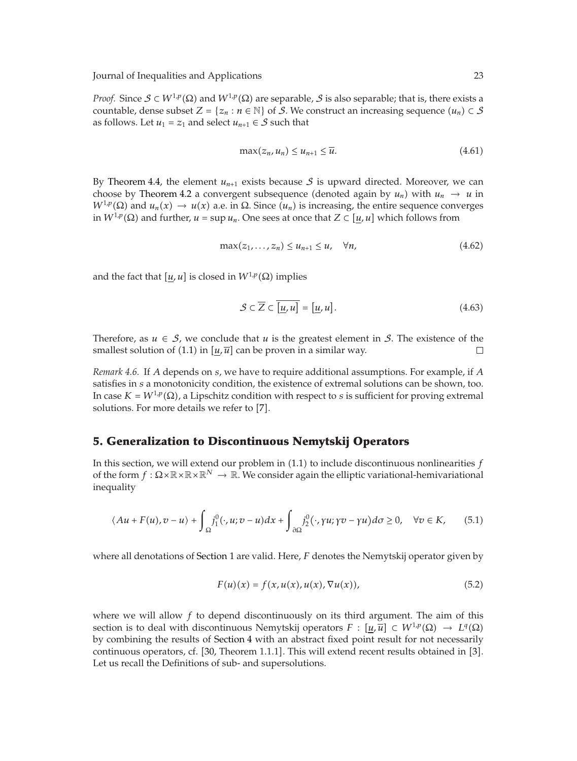*Proof.* Since $\mathcal{S} \subset W^{1,p}(\Omega)$ and $W^{1,p}(\Omega)$ are separable, $\mathcal{S}$ is also separable; that is, there exists a countable, dense subset $Z = \{z_n : n \in \mathbb{N}\}$ of $\mathcal{S}$. We construct an increasing sequence $(u_n) \subset \mathcal{S}$ as follows. Let $u_1 = z_1$ and select $u_{n+1} \in \mathcal{S}$ such that

$$\max(z_n, u_n) \le u_{n+1} \le \overline{u}. \tag{4.61}$$

By Theorem 4.4, the element $u_{n+1}$ exists because $\mathcal{S}$ is upward directed. Moreover, we can choose by Theorem 4.2 a convergent subsequence (denoted again by $u_n$) with $u_n \to u$ in $W^{1,p}(\Omega)$ and $u_n(x) \to u(x)$ a.e. in $\Omega$. Since $(u_n)$ is increasing, the entire sequence converges in $W^{1,p}(\Omega)$ and further, $u = \sup u_n$. One sees at once that $Z \subset [\underline{u}, u]$ which follows from

$$\max(z_1, \dots, z_n) \le u_{n+1} \le u, \quad \forall n, \tag{4.62}$$

and the fact that $[\underline{u}, u]$ is closed in $W^{1,p}(\Omega)$ implies

$$\mathcal{S} \subset \overline{Z} \subset \overline{[\underline{u}, u]} = [\underline{u}, u]. \tag{4.63}$$

Therefore, as $u \in \mathcal{S}$, we conclude that $u$ is the greatest element in $\mathcal{S}$. The existence of the smallest solution of (1.1) in $[\underline{u}, \overline{u}]$ can be proven in a similar way. □

*Remark 4.6.* If $A$ depends on $s$, we have to require additional assumptions. For example, if $A$ satisfies in $s$ a monotonicity condition, the existence of extremal solutions can be shown, too. In case $K = W^{1,p}(\Omega)$, a Lipschitz condition with respect to $s$ is sufficient for proving extremal solutions. For more details we refer to [7].

## 5. Generalization to Discontinuous Nemytskij Operators

In this section, we will extend our problem in (1.1) to include discontinuous nonlinearities $f$ of the form $f : \Omega \times \mathbb{R} \times \mathbb{R} \times \mathbb{R}^N \to \mathbb{R}$. We consider again the elliptic variational-hemivariational inequality

$$\langle Au + F(u), v - u \rangle + \int_\Omega j_1^0(\cdot, u; v - u)dx + \int_{\partial\Omega} j_2^0(\cdot, \gamma u; \gamma v - \gamma u)d\sigma \ge 0, \quad \forall v \in K, \tag{5.1}$$

where all denotations of Section 1 are valid. Here, $F$ denotes the Nemytskij operator given by

$$F(u)(x) = f(x, u(x), u(x), \nabla u(x)), \tag{5.2}$$

where we will allow $f$ to depend discontinuously on its third argument. The aim of this section is to deal with discontinuous Nemytskij operators $F : [\underline{u}, \overline{u}] \subset W^{1,p}(\Omega) \to L^q(\Omega)$ by combining the results of Section 4 with an abstract fixed point result for not necessarily continuous operators, cf. [30, Theorem 1.1.1]. This will extend recent results obtained in [3]. Let us recall the Definitions of sub- and supersolutions.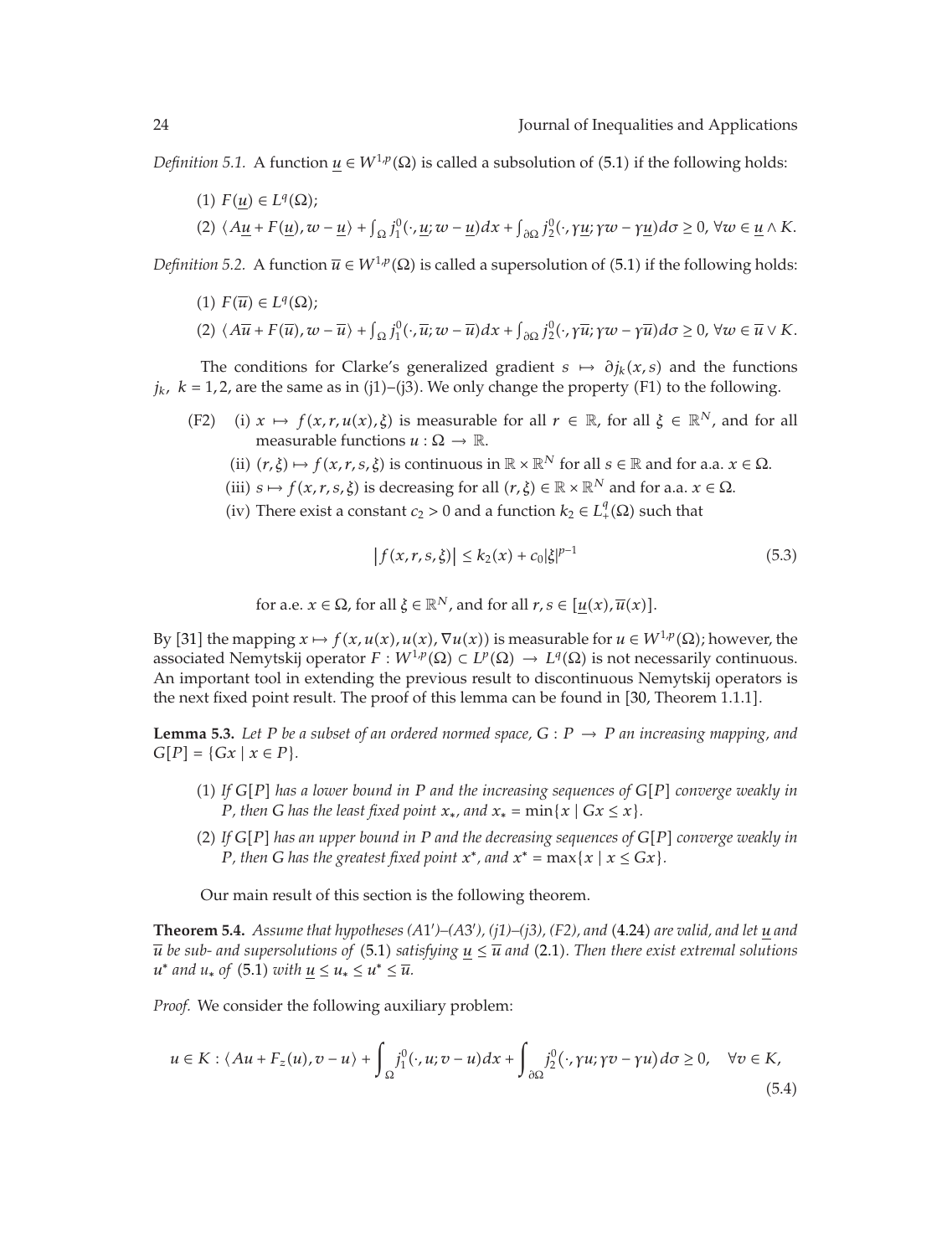*Definition 5.1.* A function $\underline{u} \in W^{1,p}(\Omega)$ is called a subsolution of (5.1) if the following holds:

(1) $F(\underline{u}) \in L^q(\Omega)$;

(2) $\langle A\underline{u} + F(\underline{u}), w - \underline{u}\rangle + \int_\Omega j_1^0(\cdot, \underline{u}; w - \underline{u})dx + \int_{\partial\Omega} j_2^0(\cdot, \gamma\underline{u}; \gamma w - \gamma\underline{u})d\sigma \geq 0$, $\forall w \in \underline{u} \wedge K$.

*Definition 5.2.* A function $\overline{u} \in W^{1,p}(\Omega)$ is called a supersolution of (5.1) if the following holds:

(1) $F(\overline{u}) \in L^q(\Omega)$;

(2) $\langle A\overline{u} + F(\overline{u}), w - \overline{u}\rangle + \int_\Omega j_1^0(\cdot, \overline{u}; w - \overline{u})dx + \int_{\partial\Omega} j_2^0(\cdot, \gamma\overline{u}; \gamma w - \gamma\overline{u})d\sigma \geq 0$, $\forall w \in \overline{u} \vee K$.

The conditions for Clarke's generalized gradient $s \mapsto \partial j_k(x,s)$ and the functions $j_k$, $k = 1,2$, are the same as in (j1)–(j3). We only change the property (F1) to the following.

(F2) (i) $x \mapsto f(x, r, u(x), \xi)$ is measurable for all $r \in \mathbb{R}$, for all $\xi \in \mathbb{R}^N$, and for all measurable functions $u : \Omega \to \mathbb{R}$.

(ii) $(r, \xi) \mapsto f(x, r, s, \xi)$ is continuous in $\mathbb{R} \times \mathbb{R}^N$ for all $s \in \mathbb{R}$ and for a.a. $x \in \Omega$.

(iii) $s \mapsto f(x, r, s, \xi)$ is decreasing for all $(r, \xi) \in \mathbb{R} \times \mathbb{R}^N$ and for a.a. $x \in \Omega$.

(iv) There exist a constant $c_2 > 0$ and a function $k_2 \in L^q_+(\Omega)$ such that

$$\left|f(x, r, s, \xi)\right| \leq k_2(x) + c_0|\xi|^{p-1} \tag{5.3}$$

for a.e. $x \in \Omega$, for all $\xi \in \mathbb{R}^N$, and for all $r, s \in [\underline{u}(x), \overline{u}(x)]$.

By [31] the mapping $x \mapsto f(x, u(x), u(x), \nabla u(x))$ is measurable for $u \in W^{1,p}(\Omega)$; however, the associated Nemytskij operator $F : W^{1,p}(\Omega) \subset L^p(\Omega) \to L^q(\Omega)$ is not necessarily continuous. An important tool in extending the previous result to discontinuous Nemytskij operators is the next fixed point result. The proof of this lemma can be found in [30, Theorem 1.1.1].

**Lemma 5.3.** *Let $P$ be a subset of an ordered normed space, $G : P \to P$ an increasing mapping, and $G[P] = \{Gx \mid x \in P\}$.*

(1) *If $G[P]$ has a lower bound in $P$ and the increasing sequences of $G[P]$ converge weakly in $P$, then $G$ has the least fixed point $x_*$, and $x_* = \min\{x \mid Gx \leq x\}$.*

(2) *If $G[P]$ has an upper bound in $P$ and the decreasing sequences of $G[P]$ converge weakly in $P$, then $G$ has the greatest fixed point $x^*$, and $x^* = \max\{x \mid x \leq Gx\}$.*

Our main result of this section is the following theorem.

**Theorem 5.4.** *Assume that hypotheses (A1′)–(A3′), (j1)–(j3), (F2), and (4.24) are valid, and let $\underline{u}$ and $\overline{u}$ be sub- and supersolutions of (5.1) satisfying $\underline{u} \leq \overline{u}$ and (2.1). Then there exist extremal solutions $u^*$ and $u_*$ of (5.1) with $\underline{u} \leq u_* \leq u^* \leq \overline{u}$.*

*Proof.* We consider the following auxiliary problem:

$$u \in K : \langle Au + F_z(u), v - u\rangle + \int_\Omega j_1^0(\cdot, u; v - u)dx + \int_{\partial\Omega} j_2^0(\cdot, \gamma u; \gamma v - \gamma u)d\sigma \geq 0, \quad \forall v \in K, \tag{5.4}$$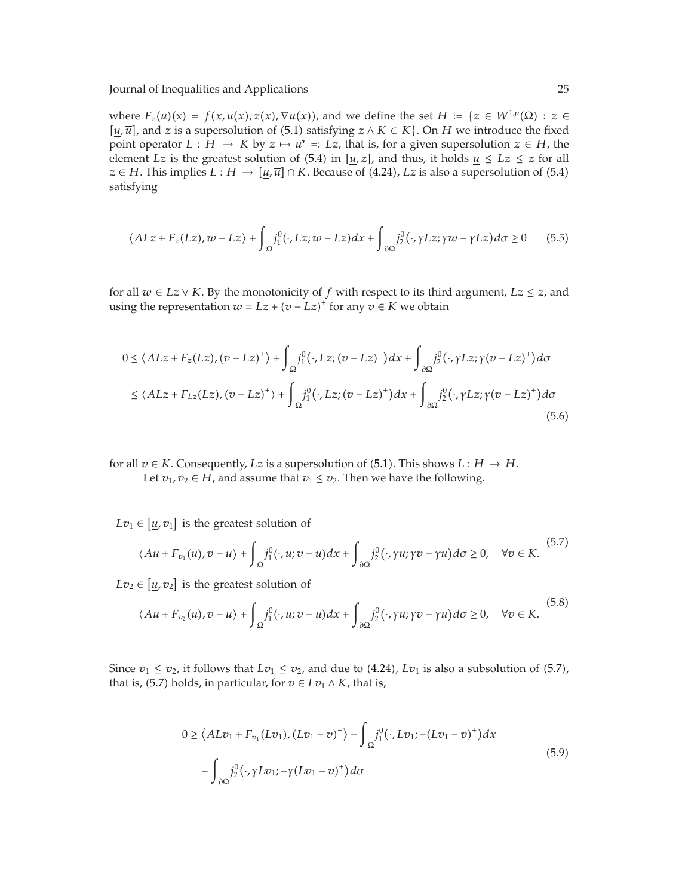where $F_z(u)(x) = f(x, u(x), z(x), \nabla u(x))$, and we define the set $H := \{z \in W^{1,p}(\Omega) : z \in [\underline{u}, \overline{u}]$, and $z$ is a supersolution of (5.1) satisfying $z \wedge K \subset K\}$. On $H$ we introduce the fixed point operator $L : H \to K$ by $z \mapsto u^* =: Lz$, that is, for a given supersolution $z \in H$, the element $Lz$ is the greatest solution of (5.4) in $[\underline{u}, z]$, and thus, it holds $\underline{u} \leq Lz \leq z$ for all $z \in H$. This implies $L : H \to [\underline{u}, \overline{u}] \cap K$. Because of (4.24), $Lz$ is also a supersolution of (5.4) satisfying

$$\langle ALz + F_z(Lz), w - Lz \rangle + \int_{\Omega} j_1^0(\cdot, Lz; w - Lz)dx + \int_{\partial\Omega} j_2^0(\cdot, \gamma Lz; \gamma w - \gamma Lz)d\sigma \geq 0 \tag{5.5}$$

for all $w \in Lz \vee K$. By the monotonicity of $f$ with respect to its third argument, $Lz \leq z$, and using the representation $w = Lz + (v - Lz)^+$ for any $v \in K$ we obtain

$$\begin{aligned}
0 &\leq \left\langle ALz + F_z(Lz), (v - Lz)^+ \right\rangle + \int_{\Omega} j_1^0\left(\cdot, Lz; (v - Lz)^+\right)dx + \int_{\partial\Omega} j_2^0\left(\cdot, \gamma Lz; \gamma(v - Lz)^+\right)d\sigma \\
&\leq \left\langle ALz + F_{Lz}(Lz), (v - Lz)^+ \right\rangle + \int_{\Omega} j_1^0\left(\cdot, Lz; (v - Lz)^+\right)dx + \int_{\partial\Omega} j_2^0\left(\cdot, \gamma Lz; \gamma(v - Lz)^+\right)d\sigma
\end{aligned} \tag{5.6}$$

for all $v \in K$. Consequently, $Lz$ is a supersolution of (5.1). This shows $L : H \to H$.

Let $v_1, v_2 \in H$, and assume that $v_1 \leq v_2$. Then we have the following.

$Lv_1 \in [\underline{u}, v_1]$ is the greatest solution of

$$\langle Au + F_{v_1}(u), v - u \rangle + \int_{\Omega} j_1^0(\cdot, u; v - u)dx + \int_{\partial\Omega} j_2^0(\cdot, \gamma u; \gamma v - \gamma u)d\sigma \geq 0, \quad \forall v \in K. \tag{5.7}$$

$Lv_2 \in [\underline{u}, v_2]$ is the greatest solution of

$$\langle Au + F_{v_2}(u), v - u \rangle + \int_{\Omega} j_1^0(\cdot, u; v - u)dx + \int_{\partial\Omega} j_2^0(\cdot, \gamma u; \gamma v - \gamma u)d\sigma \geq 0, \quad \forall v \in K. \tag{5.8}$$

Since $v_1 \leq v_2$, it follows that $Lv_1 \leq v_2$, and due to (4.24), $Lv_1$ is also a subsolution of (5.7), that is, (5.7) holds, in particular, for $v \in Lv_1 \wedge K$, that is,

$$\begin{aligned}
0 \geq{}& \left\langle ALv_1 + F_{v_1}(Lv_1), (Lv_1 - v)^+ \right\rangle - \int_{\Omega} j_1^0\left(\cdot, Lv_1; -(Lv_1 - v)^+\right)dx \\
&- \int_{\partial\Omega} j_2^0\left(\cdot, \gamma Lv_1; -\gamma(Lv_1 - v)^+\right)d\sigma
\end{aligned} \tag{5.9}$$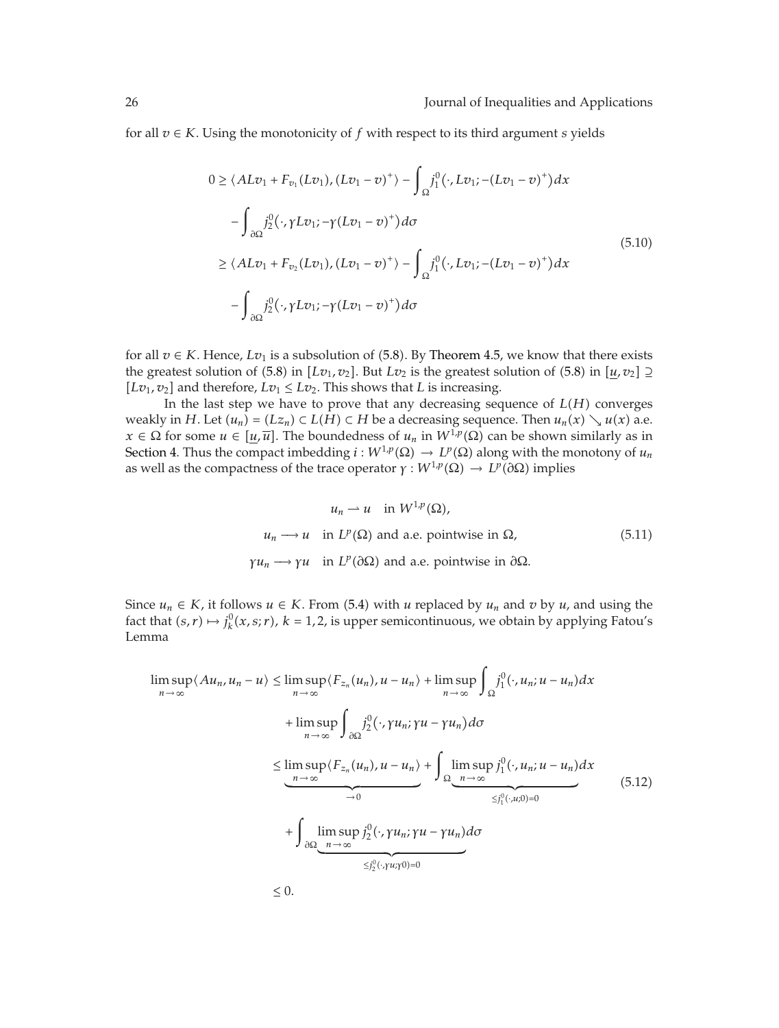for all $v \in K$. Using the monotonicity of $f$ with respect to its third argument $s$ yields

$$
\begin{aligned}
0 &\geq \langle ALv_1 + F_{v_1}(Lv_1), (Lv_1 - v)^+ \rangle - \int_{\Omega} j_1^0\big(\cdot, Lv_1; -(Lv_1 - v)^+\big)dx \\
&\quad - \int_{\partial\Omega} j_2^0\big(\cdot, \gamma Lv_1; -\gamma(Lv_1 - v)^+\big)d\sigma \\
&\geq \langle ALv_1 + F_{v_2}(Lv_1), (Lv_1 - v)^+ \rangle - \int_{\Omega} j_1^0\big(\cdot, Lv_1; -(Lv_1 - v)^+\big)dx \\
&\quad - \int_{\partial\Omega} j_2^0\big(\cdot, \gamma Lv_1; -\gamma(Lv_1 - v)^+\big)d\sigma
\end{aligned}
\tag{5.10}
$$

for all $v \in K$. Hence, $Lv_1$ is a subsolution of (5.8). By Theorem 4.5, we know that there exists the greatest solution of (5.8) in $[Lv_1, v_2]$. But $Lv_2$ is the greatest solution of (5.8) in $[\underline{u}, v_2] \supseteq [Lv_1, v_2]$ and therefore, $Lv_1 \leq Lv_2$. This shows that $L$ is increasing.

In the last step we have to prove that any decreasing sequence of $L(H)$ converges weakly in $H$. Let $(u_n) = (Lz_n) \subset L(H) \subset H$ be a decreasing sequence. Then $u_n(x) \searrow u(x)$ a.e. $x \in \Omega$ for some $u \in [\underline{u}, \overline{u}]$. The boundedness of $u_n$ in $W^{1,p}(\Omega)$ can be shown similarly as in Section 4. Thus the compact imbedding $i : W^{1,p}(\Omega) \to L^p(\Omega)$ along with the monotony of $u_n$ as well as the compactness of the trace operator $\gamma : W^{1,p}(\Omega) \to L^p(\partial\Omega)$ implies

$$
\begin{aligned}
&u_n \rightharpoonup u \quad \text{in } W^{1,p}(\Omega), \\
&u_n \longrightarrow u \quad \text{in } L^p(\Omega) \text{ and a.e. pointwise in } \Omega, \\
&\gamma u_n \longrightarrow \gamma u \quad \text{in } L^p(\partial\Omega) \text{ and a.e. pointwise in } \partial\Omega.
\end{aligned}
\tag{5.11}
$$

Since $u_n \in K$, it follows $u \in K$. From (5.4) with $u$ replaced by $u_n$ and $v$ by $u$, and using the fact that $(s,r) \mapsto j_k^0(x,s;r)$, $k = 1,2$, is upper semicontinuous, we obtain by applying Fatou's Lemma

$$
\begin{aligned}
\limsup_{n\to\infty} \langle Au_n, u_n - u \rangle &\leq \limsup_{n\to\infty} \langle F_{z_n}(u_n), u - u_n \rangle + \limsup_{n\to\infty} \int_{\Omega} j_1^0(\cdot, u_n; u - u_n)dx \\
&\quad + \limsup_{n\to\infty} \int_{\partial\Omega} j_2^0(\cdot, \gamma u_n; \gamma u - \gamma u_n)d\sigma \\
&\leq \underbrace{\limsup_{n\to\infty} \langle F_{z_n}(u_n), u - u_n \rangle}_{\to 0} + \int_{\Omega} \underbrace{\limsup_{n\to\infty} j_1^0(\cdot, u_n; u - u_n)}_{\leq j_1^0(\cdot, u; 0) = 0} dx \\
&\quad + \int_{\partial\Omega} \underbrace{\limsup_{n\to\infty} j_2^0(\cdot, \gamma u_n; \gamma u - \gamma u_n)}_{\leq j_2^0(\cdot, \gamma u; \gamma 0) = 0} d\sigma \\
&\leq 0.
\end{aligned}
\tag{5.12}
$$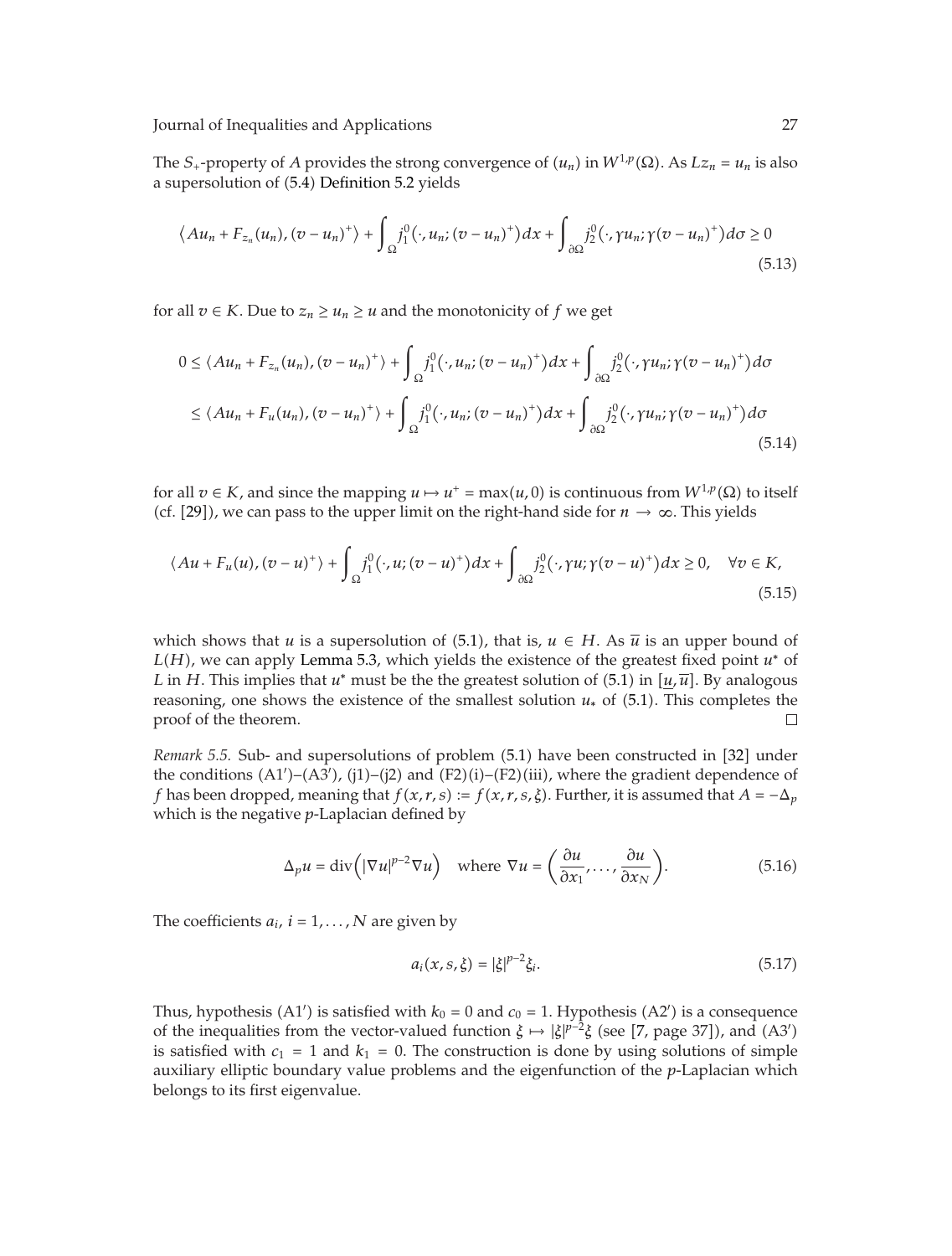The $S_+$-property of $A$ provides the strong convergence of $(u_n)$ in $W^{1,p}(\Omega)$. As $Lz_n = u_n$ is also a supersolution of (5.4) Definition 5.2 yields

$$\left\langle Au_n + F_{z_n}(u_n), (v-u_n)^+ \right\rangle + \int_\Omega j_1^0\left(\cdot, u_n; (v-u_n)^+\right) dx + \int_{\partial\Omega} j_2^0\left(\cdot, \gamma u_n; \gamma(v-u_n)^+\right) d\sigma \geq 0 \tag{5.13}$$

for all $v \in K$. Due to $z_n \geq u_n \geq u$ and the monotonicity of $f$ we get

$$\begin{aligned}
0 &\leq \left\langle Au_n + F_{z_n}(u_n), (v-u_n)^+ \right\rangle + \int_\Omega j_1^0\left(\cdot, u_n; (v-u_n)^+\right) dx + \int_{\partial\Omega} j_2^0\left(\cdot, \gamma u_n; \gamma(v-u_n)^+\right) d\sigma \\
&\leq \left\langle Au_n + F_u(u_n), (v-u_n)^+ \right\rangle + \int_\Omega j_1^0\left(\cdot, u_n; (v-u_n)^+\right) dx + \int_{\partial\Omega} j_2^0\left(\cdot, \gamma u_n; \gamma(v-u_n)^+\right) d\sigma
\end{aligned} \tag{5.14}$$

for all $v \in K$, and since the mapping $u \mapsto u^+ = \max(u, 0)$ is continuous from $W^{1,p}(\Omega)$ to itself (cf. [29]), we can pass to the upper limit on the right-hand side for $n \to \infty$. This yields

$$\left\langle Au + F_u(u), (v-u)^+ \right\rangle + \int_\Omega j_1^0\left(\cdot, u; (v-u)^+\right) dx + \int_{\partial\Omega} j_2^0\left(\cdot, \gamma u; \gamma(v-u)^+\right) dx \geq 0, \quad \forall v \in K, \tag{5.15}$$

which shows that $u$ is a supersolution of (5.1), that is, $u \in H$. As $\overline{u}$ is an upper bound of $L(H)$, we can apply Lemma 5.3, which yields the existence of the greatest fixed point $u^*$ of $L$ in $H$. This implies that $u^*$ must be the the greatest solution of (5.1) in $[\underline{u}, \overline{u}]$. By analogous reasoning, one shows the existence of the smallest solution $u_*$ of (5.1). This completes the proof of the theorem. □

*Remark 5.5.* Sub- and supersolutions of problem (5.1) have been constructed in [32] under the conditions (A1′)–(A3′), (j1)–(j2) and (F2)(i)–(F2)(iii), where the gradient dependence of $f$ has been dropped, meaning that $f(x, r, s) := f(x, r, s, \xi)$. Further, it is assumed that $A = -\Delta_p$ which is the negative $p$-Laplacian defined by

$$\Delta_p u = \operatorname{div}\left(|\nabla u|^{p-2}\nabla u\right) \quad \text{where } \nabla u = \left(\frac{\partial u}{\partial x_1}, \ldots, \frac{\partial u}{\partial x_N}\right). \tag{5.16}$$

The coefficients $a_i$, $i = 1, \ldots, N$ are given by

$$a_i(x, s, \xi) = |\xi|^{p-2}\xi_i. \tag{5.17}$$

Thus, hypothesis (A1′) is satisfied with $k_0 = 0$ and $c_0 = 1$. Hypothesis (A2′) is a consequence of the inequalities from the vector-valued function $\xi \mapsto |\xi|^{p-2}\xi$ (see [7, page 37]), and (A3′) is satisfied with $c_1 = 1$ and $k_1 = 0$. The construction is done by using solutions of simple auxiliary elliptic boundary value problems and the eigenfunction of the $p$-Laplacian which belongs to its first eigenvalue.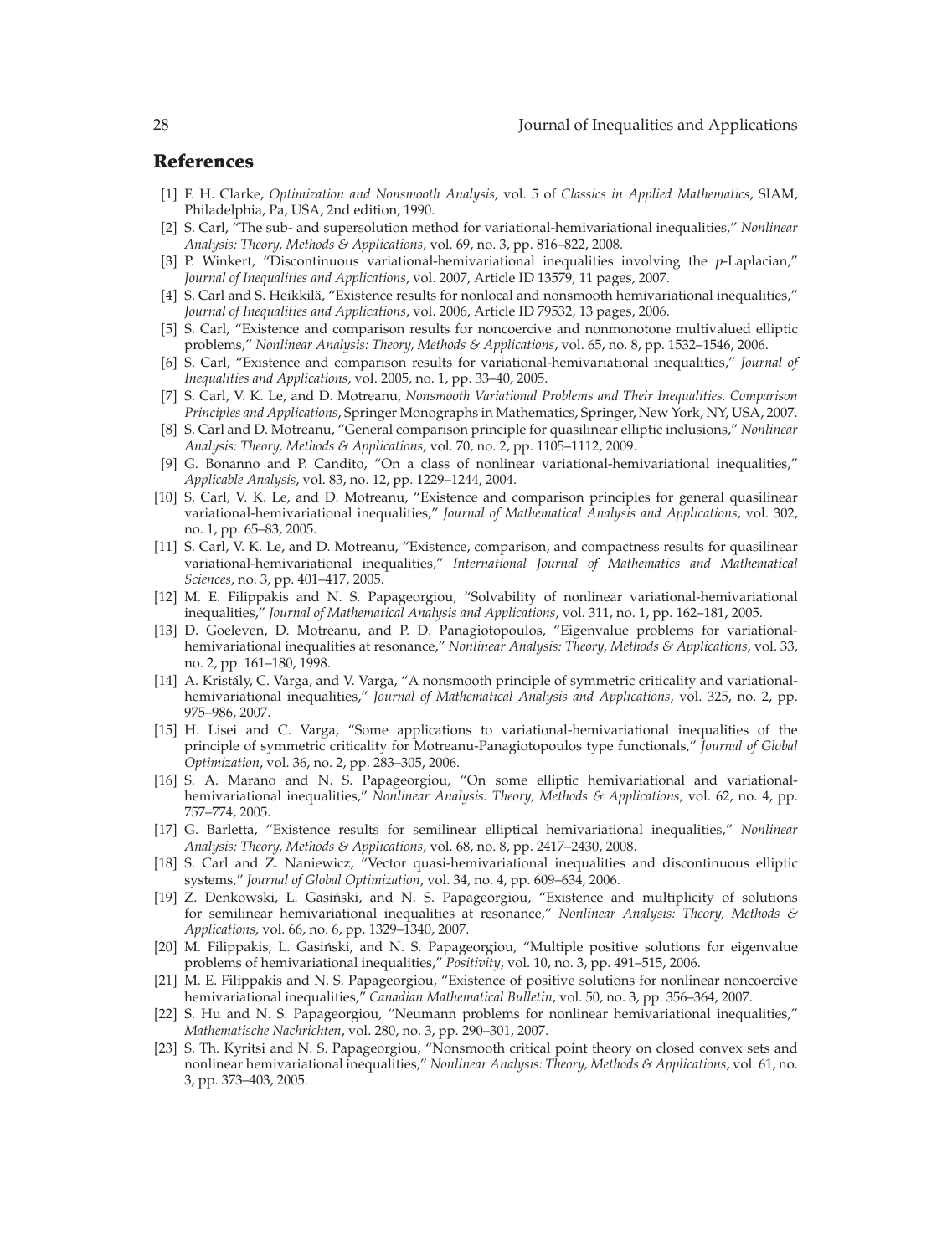## References

[1] F. H. Clarke, *Optimization and Nonsmooth Analysis*, vol. 5 of *Classics in Applied Mathematics*, SIAM, Philadelphia, Pa, USA, 2nd edition, 1990.

[2] S. Carl, "The sub- and supersolution method for variational-hemivariational inequalities," *Nonlinear Analysis: Theory, Methods & Applications*, vol. 69, no. 3, pp. 816–822, 2008.

[3] P. Winkert, "Discontinuous variational-hemivariational inequalities involving the $p$-Laplacian," *Journal of Inequalities and Applications*, vol. 2007, Article ID 13579, 11 pages, 2007.

[4] S. Carl and S. Heikkilä, "Existence results for nonlocal and nonsmooth hemivariational inequalities," *Journal of Inequalities and Applications*, vol. 2006, Article ID 79532, 13 pages, 2006.

[5] S. Carl, "Existence and comparison results for noncoercive and nonmonotone multivalued elliptic problems," *Nonlinear Analysis: Theory, Methods & Applications*, vol. 65, no. 8, pp. 1532–1546, 2006.

[6] S. Carl, "Existence and comparison results for variational-hemivariational inequalities," *Journal of Inequalities and Applications*, vol. 2005, no. 1, pp. 33–40, 2005.

[7] S. Carl, V. K. Le, and D. Motreanu, *Nonsmooth Variational Problems and Their Inequalities. Comparison Principles and Applications*, Springer Monographs in Mathematics, Springer, New York, NY, USA, 2007.

[8] S. Carl and D. Motreanu, "General comparison principle for quasilinear elliptic inclusions," *Nonlinear Analysis: Theory, Methods & Applications*, vol. 70, no. 2, pp. 1105–1112, 2009.

[9] G. Bonanno and P. Candito, "On a class of nonlinear variational-hemivariational inequalities," *Applicable Analysis*, vol. 83, no. 12, pp. 1229–1244, 2004.

[10] S. Carl, V. K. Le, and D. Motreanu, "Existence and comparison principles for general quasilinear variational-hemivariational inequalities," *Journal of Mathematical Analysis and Applications*, vol. 302, no. 1, pp. 65–83, 2005.

[11] S. Carl, V. K. Le, and D. Motreanu, "Existence, comparison, and compactness results for quasilinear variational-hemivariational inequalities," *International Journal of Mathematics and Mathematical Sciences*, no. 3, pp. 401–417, 2005.

[12] M. E. Filippakis and N. S. Papageorgiou, "Solvability of nonlinear variational-hemivariational inequalities," *Journal of Mathematical Analysis and Applications*, vol. 311, no. 1, pp. 162–181, 2005.

[13] D. Goeleven, D. Motreanu, and P. D. Panagiotopoulos, "Eigenvalue problems for variational-hemivariational inequalities at resonance," *Nonlinear Analysis: Theory, Methods & Applications*, vol. 33, no. 2, pp. 161–180, 1998.

[14] A. Kristály, C. Varga, and V. Varga, "A nonsmooth principle of symmetric criticality and variational-hemivariational inequalities," *Journal of Mathematical Analysis and Applications*, vol. 325, no. 2, pp. 975–986, 2007.

[15] H. Lisei and C. Varga, "Some applications to variational-hemivariational inequalities of the principle of symmetric criticality for Motreanu-Panagiotopoulos type functionals," *Journal of Global Optimization*, vol. 36, no. 2, pp. 283–305, 2006.

[16] S. A. Marano and N. S. Papageorgiou, "On some elliptic hemivariational and variational-hemivariational inequalities," *Nonlinear Analysis: Theory, Methods & Applications*, vol. 62, no. 4, pp. 757–774, 2005.

[17] G. Barletta, "Existence results for semilinear elliptical hemivariational inequalities," *Nonlinear Analysis: Theory, Methods & Applications*, vol. 68, no. 8, pp. 2417–2430, 2008.

[18] S. Carl and Z. Naniewicz, "Vector quasi-hemivariational inequalities and discontinuous elliptic systems," *Journal of Global Optimization*, vol. 34, no. 4, pp. 609–634, 2006.

[19] Z. Denkowski, L. Gasiński, and N. S. Papageorgiou, "Existence and multiplicity of solutions for semilinear hemivariational inequalities at resonance," *Nonlinear Analysis: Theory, Methods & Applications*, vol. 66, no. 6, pp. 1329–1340, 2007.

[20] M. Filippakis, L. Gasiński, and N. S. Papageorgiou, "Multiple positive solutions for eigenvalue problems of hemivariational inequalities," *Positivity*, vol. 10, no. 3, pp. 491–515, 2006.

[21] M. E. Filippakis and N. S. Papageorgiou, "Existence of positive solutions for nonlinear noncoercive hemivariational inequalities," *Canadian Mathematical Bulletin*, vol. 50, no. 3, pp. 356–364, 2007.

[22] S. Hu and N. S. Papageorgiou, "Neumann problems for nonlinear hemivariational inequalities," *Mathematische Nachrichten*, vol. 280, no. 3, pp. 290–301, 2007.

[23] S. Th. Kyritsi and N. S. Papageorgiou, "Nonsmooth critical point theory on closed convex sets and nonlinear hemivariational inequalities," *Nonlinear Analysis: Theory, Methods & Applications*, vol. 61, no. 3, pp. 373–403, 2005.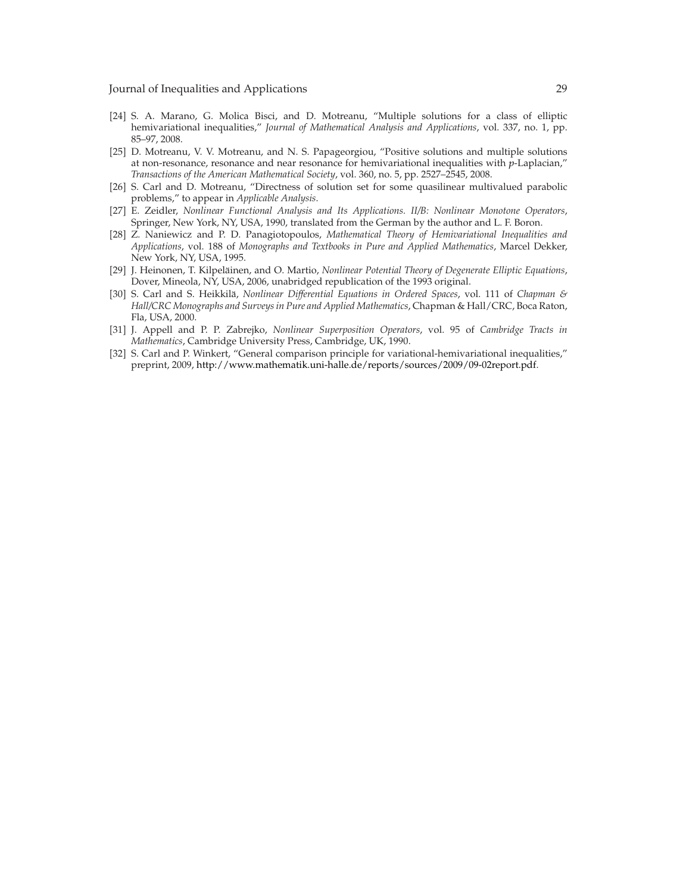[24] S. A. Marano, G. Molica Bisci, and D. Motreanu, "Multiple solutions for a class of elliptic hemivariational inequalities," *Journal of Mathematical Analysis and Applications*, vol. 337, no. 1, pp. 85–97, 2008.

[25] D. Motreanu, V. V. Motreanu, and N. S. Papageorgiou, "Positive solutions and multiple solutions at non-resonance, resonance and near resonance for hemivariational inequalities with $p$-Laplacian," *Transactions of the American Mathematical Society*, vol. 360, no. 5, pp. 2527–2545, 2008.

[26] S. Carl and D. Motreanu, "Directness of solution set for some quasilinear multivalued parabolic problems," to appear in *Applicable Analysis*.

[27] E. Zeidler, *Nonlinear Functional Analysis and Its Applications. II/B: Nonlinear Monotone Operators*, Springer, New York, NY, USA, 1990, translated from the German by the author and L. F. Boron.

[28] Z. Naniewicz and P. D. Panagiotopoulos, *Mathematical Theory of Hemivariational Inequalities and Applications*, vol. 188 of *Monographs and Textbooks in Pure and Applied Mathematics*, Marcel Dekker, New York, NY, USA, 1995.

[29] J. Heinonen, T. Kilpeläinen, and O. Martio, *Nonlinear Potential Theory of Degenerate Elliptic Equations*, Dover, Mineola, NY, USA, 2006, unabridged republication of the 1993 original.

[30] S. Carl and S. Heikkilä, *Nonlinear Differential Equations in Ordered Spaces*, vol. 111 of *Chapman & Hall/CRC Monographs and Surveys in Pure and Applied Mathematics*, Chapman & Hall/CRC, Boca Raton, Fla, USA, 2000.

[31] J. Appell and P. P. Zabrejko, *Nonlinear Superposition Operators*, vol. 95 of *Cambridge Tracts in Mathematics*, Cambridge University Press, Cambridge, UK, 1990.

[32] S. Carl and P. Winkert, "General comparison principle for variational-hemivariational inequalities," preprint, 2009, http://www.mathematik.uni-halle.de/reports/sources/2009/09-02report.pdf.